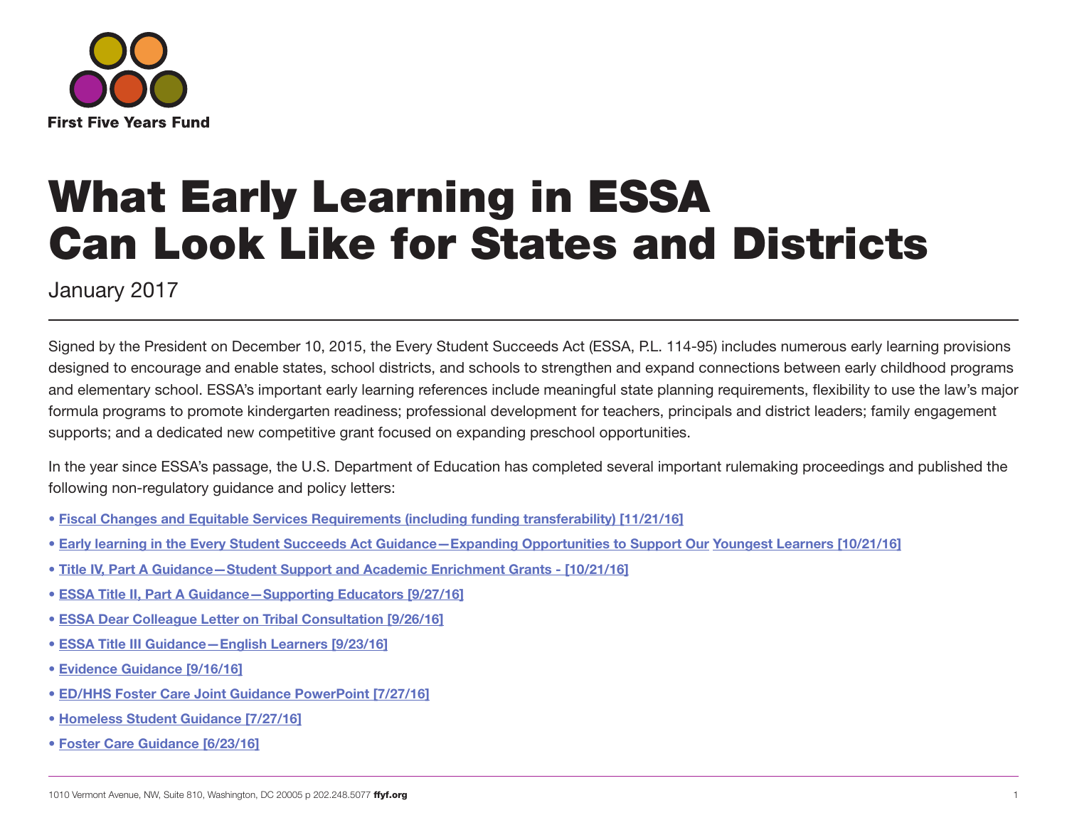First Five Years Fund

# What Early Learning in ESSA Can Look Like for States and Districts

January 2017

Signed by the President on December 10, 2015, the Every Student Succeeds Act (ESSA, P.L. 114-95) includes numerous early learning provisions designed to encourage and enable states, school districts, and schools to strengthen and expand connections between early childhood programs and elementary school. ESSA's important early learning references include meaningful state planning requirements, flexibility to use the law's major formula programs to promote kindergarten readiness; professional development for teachers, principals and district leaders; family engagement supports; and a dedicated new competitive grant focused on expanding preschool opportunities.

In the year since ESSA's passage, the U.S. Department of Education has completed several important rulemaking proceedings and published the following non-regulatory guidance and policy letters:

- Fiscal Changes and Equitable Services Requirements (including funding transferability) [11/21/16]
- Early learning in the Every Student Succeeds Act Guidance—Expanding Opportunities to Support Our Youngest Learners [10/21/16]
- Title IV, Part A Guidance—Student Support and Academic Enrichment Grants - [10/21/16]
- ESSA Title II, Part A Guidance—Supporting Educators [9/27/16]
- ESSA Dear Colleague Letter on Tribal Consultation [9/26/16]
- ESSA Title III Guidance—English Learners [9/23/16]
- Evidence Guidance [9/16/16]
- ED/HHS Foster Care Joint Guidance PowerPoint [7/27/16]
- Homeless Student Guidance [7/27/16]
- Foster Care Guidance [6/23/16]

1010 Vermont Avenue, NW, Suite 810, Washington, DC 20005 p 202.248.5077 **ffyf.org**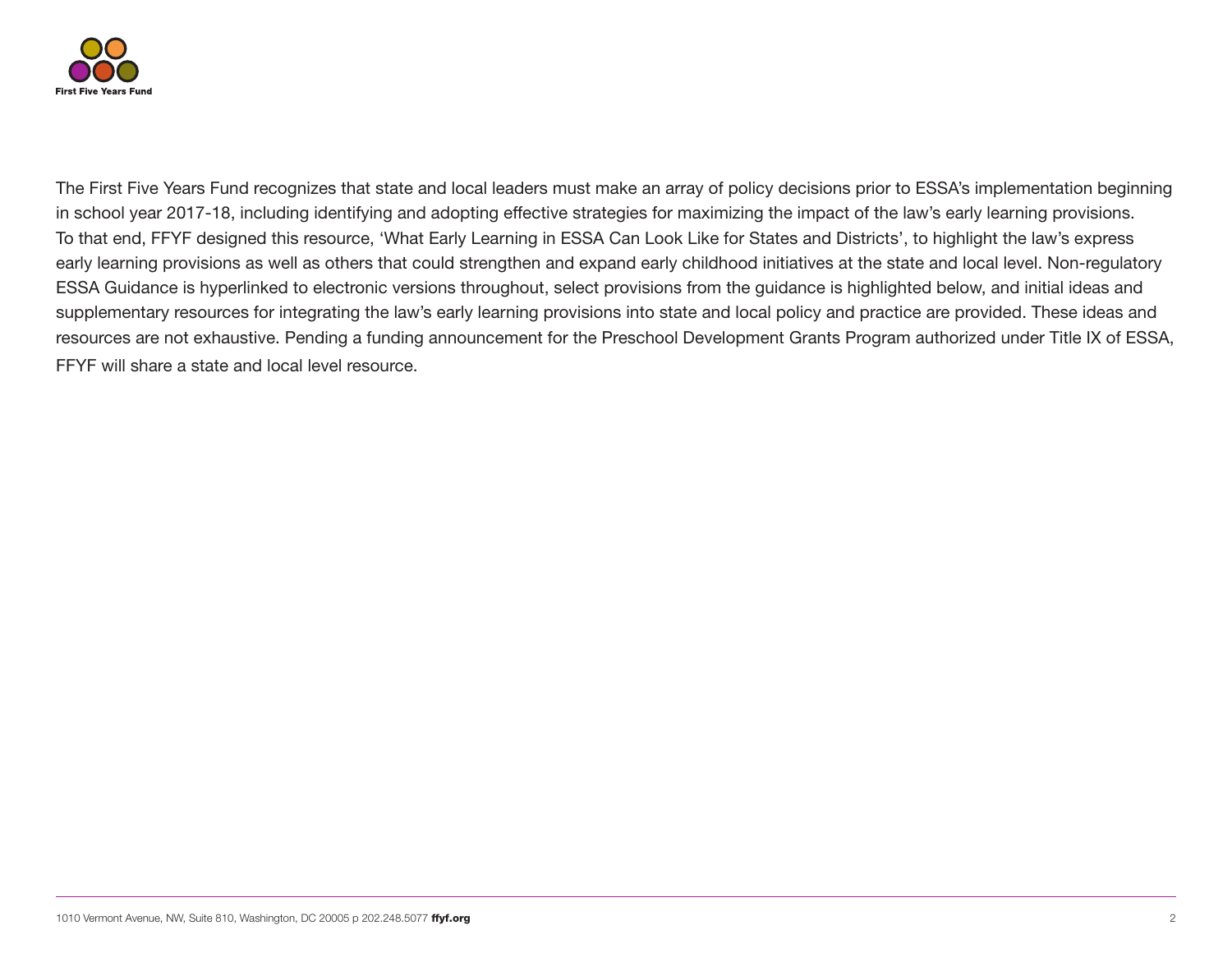The First Five Years Fund recognizes that state and local leaders must make an array of policy decisions prior to ESSA's implementation beginning in school year 2017-18, including identifying and adopting effective strategies for maximizing the impact of the law's early learning provisions. To that end, FFYF designed this resource, 'What Early Learning in ESSA Can Look Like for States and Districts', to highlight the law's express early learning provisions as well as others that could strengthen and expand early childhood initiatives at the state and local level. Non-regulatory ESSA Guidance is hyperlinked to electronic versions throughout, select provisions from the guidance is highlighted below, and initial ideas and supplementary resources for integrating the law's early learning provisions into state and local policy and practice are provided. These ideas and resources are not exhaustive. Pending a funding announcement for the Preschool Development Grants Program authorized under Title IX of ESSA, FFYF will share a state and local level resource.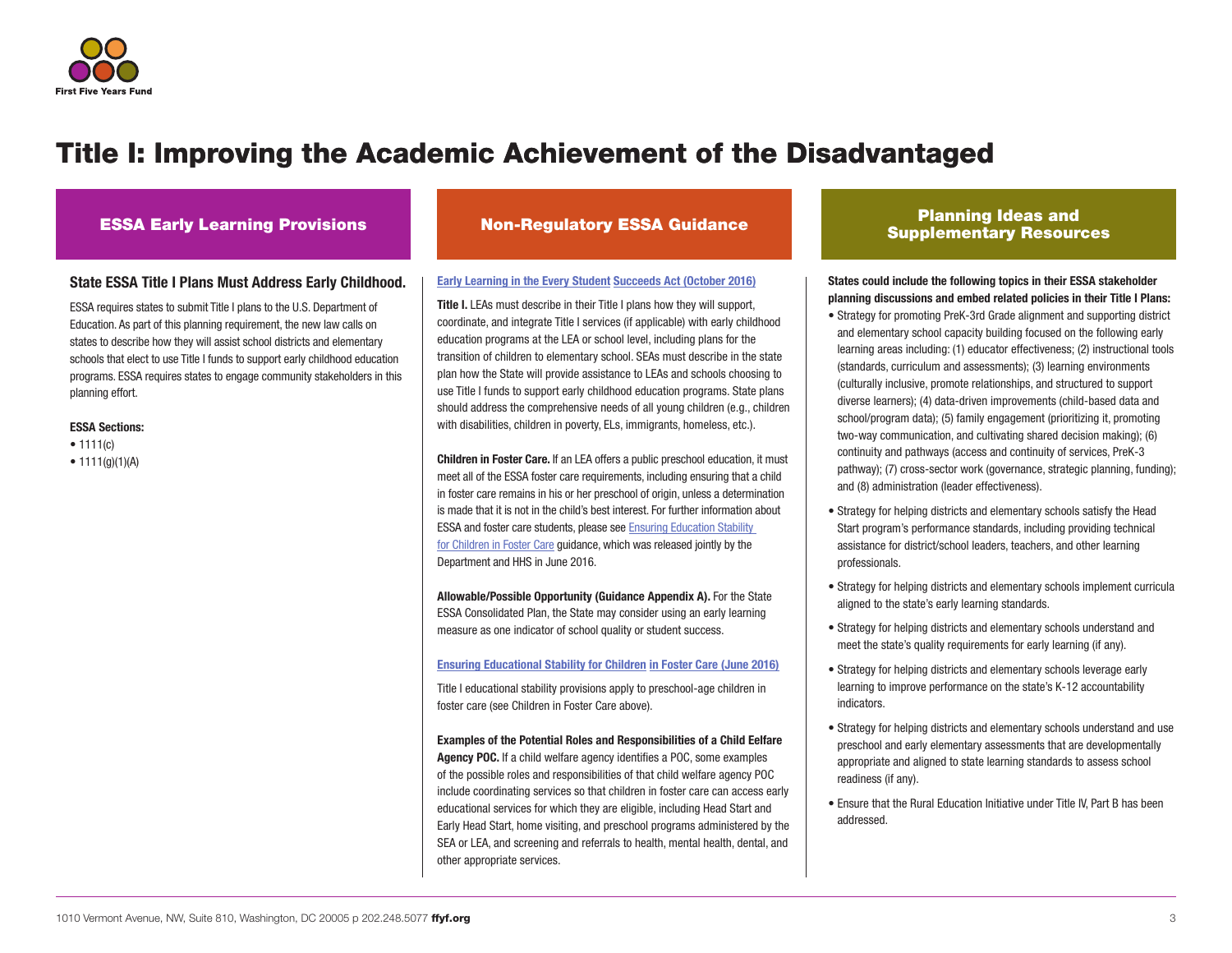# Title I: Improving the Academic Achievement of the Disadvantaged

## ESSA Early Learning Provisions

**State ESSA Title I Plans Must Address Early Childhood.**

ESSA requires states to submit Title I plans to the U.S. Department of Education. As part of this planning requirement, the new law calls on states to describe how they will assist school districts and elementary schools that elect to use Title I funds to support early childhood education programs. ESSA requires states to engage community stakeholders in this planning effort.

**ESSA Sections:**

- 1111(c)
- 1111(g)(1)(A)

## Non-Regulatory ESSA Guidance

**Early Learning in the Every Student Succeeds Act (October 2016)**

**Title I.** LEAs must describe in their Title I plans how they will support, coordinate, and integrate Title I services (if applicable) with early childhood education programs at the LEA or school level, including plans for the transition of children to elementary school. SEAs must describe in the state plan how the State will provide assistance to LEAs and schools choosing to use Title I funds to support early childhood education programs. State plans should address the comprehensive needs of all young children (e.g., children with disabilities, children in poverty, ELs, immigrants, homeless, etc.).

**Children in Foster Care.** If an LEA offers a public preschool education, it must meet all of the ESSA foster care requirements, including ensuring that a child in foster care remains in his or her preschool of origin, unless a determination is made that it is not in the child's best interest. For further information about ESSA and foster care students, please see Ensuring Education Stability for Children in Foster Care guidance, which was released jointly by the Department and HHS in June 2016.

**Allowable/Possible Opportunity (Guidance Appendix A).** For the State ESSA Consolidated Plan, the State may consider using an early learning measure as one indicator of school quality or student success.

**Ensuring Educational Stability for Children in Foster Care (June 2016)**

Title I educational stability provisions apply to preschool-age children in foster care (see Children in Foster Care above).

**Examples of the Potential Roles and Responsibilities of a Child Eelfare Agency POC.** If a child welfare agency identifies a POC, some examples of the possible roles and responsibilities of that child welfare agency POC include coordinating services so that children in foster care can access early educational services for which they are eligible, including Head Start and Early Head Start, home visiting, and preschool programs administered by the SEA or LEA, and screening and referrals to health, mental health, dental, and other appropriate services.

## Planning Ideas and Supplementary Resources

**States could include the following topics in their ESSA stakeholder planning discussions and embed related policies in their Title I Plans:**

- Strategy for promoting PreK-3rd Grade alignment and supporting district and elementary school capacity building focused on the following early learning areas including: (1) educator effectiveness; (2) instructional tools (standards, curriculum and assessments); (3) learning environments (culturally inclusive, promote relationships, and structured to support diverse learners); (4) data-driven improvements (child-based data and school/program data); (5) family engagement (prioritizing it, promoting two-way communication, and cultivating shared decision making); (6) continuity and pathways (access and continuity of services, PreK-3 pathway); (7) cross-sector work (governance, strategic planning, funding); and (8) administration (leader effectiveness).
- Strategy for helping districts and elementary schools satisfy the Head Start program's performance standards, including providing technical assistance for district/school leaders, teachers, and other learning professionals.
- Strategy for helping districts and elementary schools implement curricula aligned to the state's early learning standards.
- Strategy for helping districts and elementary schools understand and meet the state's quality requirements for early learning (if any).
- Strategy for helping districts and elementary schools leverage early learning to improve performance on the state's K-12 accountability indicators.
- Strategy for helping districts and elementary schools understand and use preschool and early elementary assessments that are developmentally appropriate and aligned to state learning standards to assess school readiness (if any).
- Ensure that the Rural Education Initiative under Title IV, Part B has been addressed.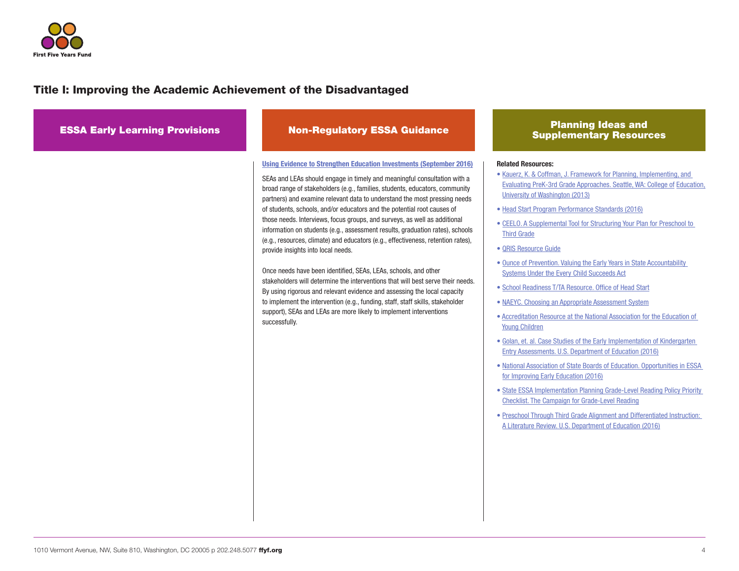## Title I: Improving the Academic Achievement of the Disadvantaged

### ESSA Early Learning Provisions

### Non-Regulatory ESSA Guidance

**Using Evidence to Strengthen Education Investments (September 2016)**

SEAs and LEAs should engage in timely and meaningful consultation with a broad range of stakeholders (e.g., families, students, educators, community partners) and examine relevant data to understand the most pressing needs of students, schools, and/or educators and the potential root causes of those needs. Interviews, focus groups, and surveys, as well as additional information on students (e.g., assessment results, graduation rates), schools (e.g., resources, climate) and educators (e.g., effectiveness, retention rates), provide insights into local needs.

Once needs have been identified, SEAs, LEAs, schools, and other stakeholders will determine the interventions that will best serve their needs. By using rigorous and relevant evidence and assessing the local capacity to implement the intervention (e.g., funding, staff, staff skills, stakeholder support), SEAs and LEAs are more likely to implement interventions successfully.

### Planning Ideas and Supplementary Resources

**Related Resources:**

- Kauerz, K. & Coffman, J. Framework for Planning, Implementing, and Evaluating PreK-3rd Grade Approaches. Seattle, WA: College of Education, University of Washington (2013)
- Head Start Program Performance Standards (2016)
- CEELO. A Supplemental Tool for Structuring Your Plan for Preschool to Third Grade
- QRIS Resource Guide
- Ounce of Prevention. Valuing the Early Years in State Accountability Systems Under the Every Child Succeeds Act
- School Readiness T/TA Resource. Office of Head Start
- NAEYC. Choosing an Appropriate Assessment System
- Accreditation Resource at the National Association for the Education of Young Children
- Golan, et. al. Case Studies of the Early Implementation of Kindergarten Entry Assessments. U.S. Department of Education (2016)
- National Association of State Boards of Education. Opportunities in ESSA for Improving Early Education (2016)
- State ESSA Implementation Planning Grade-Level Reading Policy Priority Checklist. The Campaign for Grade-Level Reading
- Preschool Through Third Grade Alignment and Differentiated Instruction: A Literature Review. U.S. Department of Education (2016)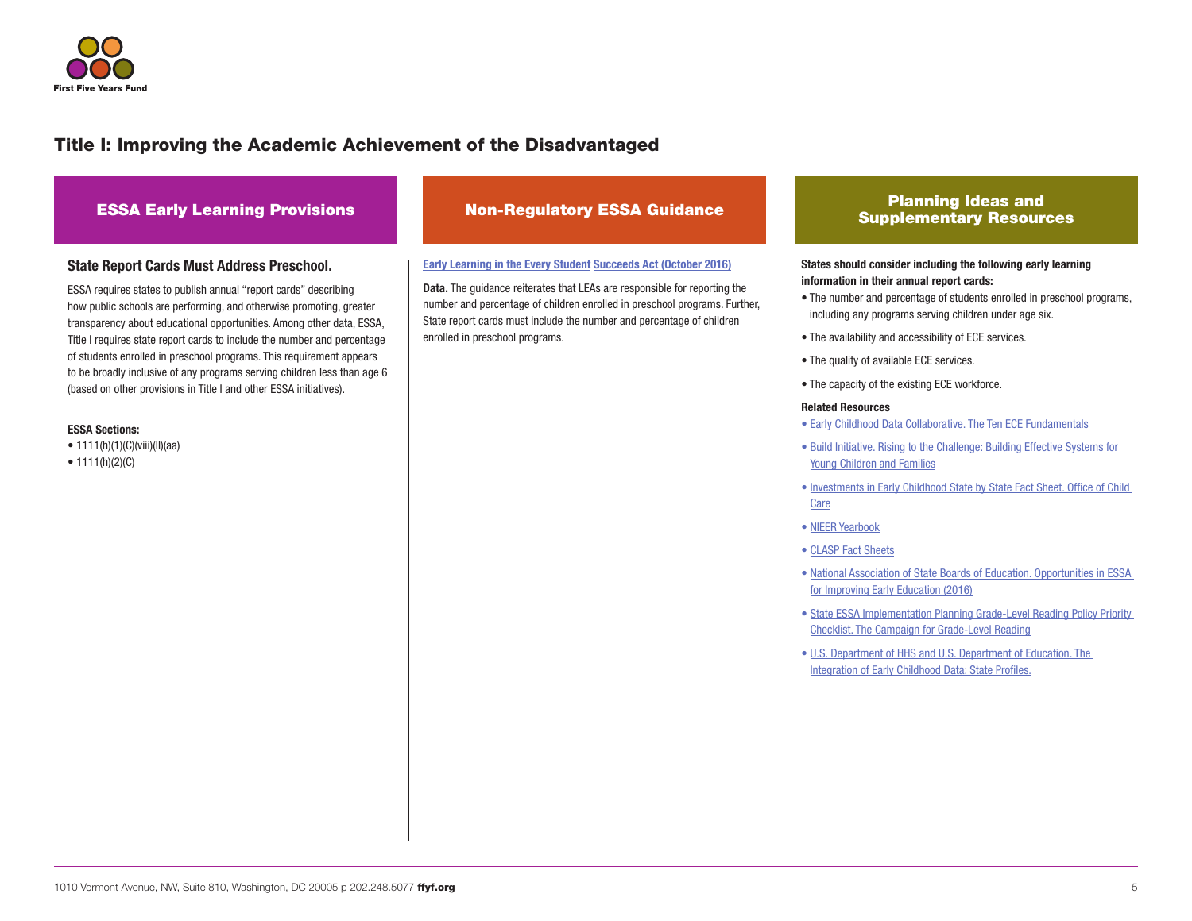## Title I: Improving the Academic Achievement of the Disadvantaged

### ESSA Early Learning Provisions

**State Report Cards Must Address Preschool.**

ESSA requires states to publish annual "report cards" describing how public schools are performing, and otherwise promoting, greater transparency about educational opportunities. Among other data, ESSA, Title I requires state report cards to include the number and percentage of students enrolled in preschool programs. This requirement appears to be broadly inclusive of any programs serving children less than age 6 (based on other provisions in Title I and other ESSA initiatives).

**ESSA Sections:**

- 1111(h)(1)(C)(viii)(II)(aa)
- 1111(h)(2)(C)

### Non-Regulatory ESSA Guidance

**Early Learning in the Every Student Succeeds Act (October 2016)**

**Data.** The guidance reiterates that LEAs are responsible for reporting the number and percentage of children enrolled in preschool programs. Further, State report cards must include the number and percentage of children enrolled in preschool programs.

### Planning Ideas and Supplementary Resources

**States should consider including the following early learning information in their annual report cards:**

- The number and percentage of students enrolled in preschool programs, including any programs serving children under age six.
- The availability and accessibility of ECE services.
- The quality of available ECE services.
- The capacity of the existing ECE workforce.

**Related Resources**

- Early Childhood Data Collaborative. The Ten ECE Fundamentals
- Build Initiative. Rising to the Challenge: Building Effective Systems for Young Children and Families
- Investments in Early Childhood State by State Fact Sheet. Office of Child Care
- NIEER Yearbook
- CLASP Fact Sheets
- National Association of State Boards of Education. Opportunities in ESSA for Improving Early Education (2016)
- State ESSA Implementation Planning Grade-Level Reading Policy Priority Checklist. The Campaign for Grade-Level Reading
- U.S. Department of HHS and U.S. Department of Education. The Integration of Early Childhood Data: State Profiles.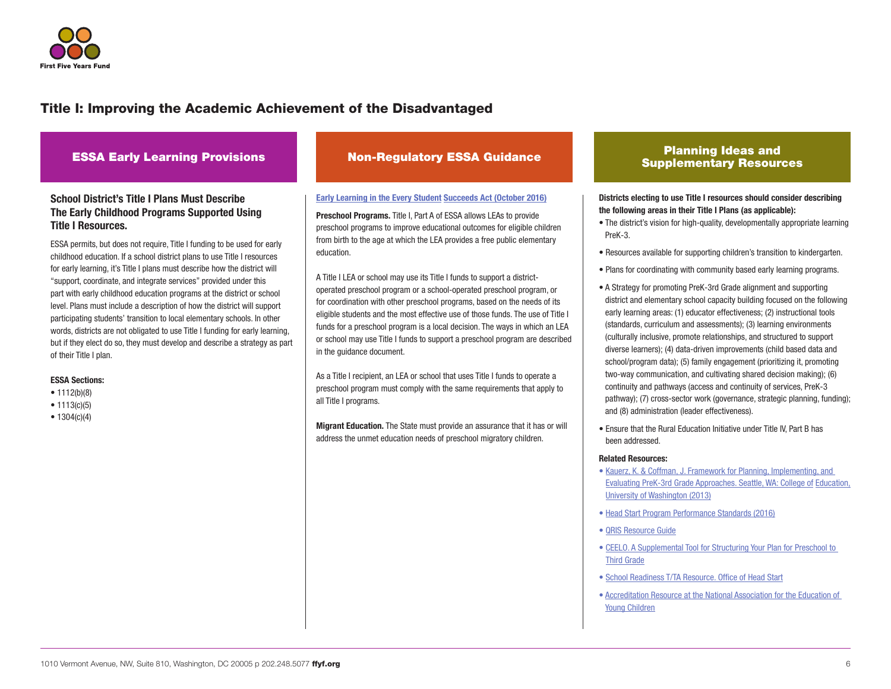First Five Years Fund

# Title I: Improving the Academic Achievement of the Disadvantaged

## ESSA Early Learning Provisions

**School District's Title I Plans Must Describe The Early Childhood Programs Supported Using Title I Resources.**

ESSA permits, but does not require, Title I funding to be used for early childhood education. If a school district plans to use Title I resources for early learning, it's Title I plans must describe how the district will "support, coordinate, and integrate services" provided under this part with early childhood education programs at the district or school level. Plans must include a description of how the district will support participating students' transition to local elementary schools. In other words, districts are not obligated to use Title I funding for early learning, but if they elect do so, they must develop and describe a strategy as part of their Title I plan.

**ESSA Sections:**

- 1112(b)(8)
- 1113(c)(5)
- 1304(c)(4)

## Non-Regulatory ESSA Guidance

Early Learning in the Every Student Succeeds Act (October 2016)

**Preschool Programs.** Title I, Part A of ESSA allows LEAs to provide preschool programs to improve educational outcomes for eligible children from birth to the age at which the LEA provides a free public elementary education.

A Title I LEA or school may use its Title I funds to support a district-operated preschool program or a school-operated preschool program, or for coordination with other preschool programs, based on the needs of its eligible students and the most effective use of those funds. The use of Title I funds for a preschool program is a local decision. The ways in which an LEA or school may use Title I funds to support a preschool program are described in the guidance document.

As a Title I recipient, an LEA or school that uses Title I funds to operate a preschool program must comply with the same requirements that apply to all Title I programs.

**Migrant Education.** The State must provide an assurance that it has or will address the unmet education needs of preschool migratory children.

## Planning Ideas and Supplementary Resources

**Districts electing to use Title I resources should consider describing the following areas in their Title I Plans (as applicable):**

- The district's vision for high-quality, developmentally appropriate learning PreK-3.
- Resources available for supporting children's transition to kindergarten.
- Plans for coordinating with community based early learning programs.
- A Strategy for promoting PreK-3rd Grade alignment and supporting district and elementary school capacity building focused on the following early learning areas: (1) educator effectiveness; (2) instructional tools (standards, curriculum and assessments); (3) learning environments (culturally inclusive, promote relationships, and structured to support diverse learners); (4) data-driven improvements (child based data and school/program data); (5) family engagement (prioritizing it, promoting two-way communication, and cultivating shared decision making); (6) continuity and pathways (access and continuity of services, PreK-3 pathway); (7) cross-sector work (governance, strategic planning, funding); and (8) administration (leader effectiveness).
- Ensure that the Rural Education Initiative under Title IV, Part B has been addressed.

**Related Resources:**

- Kauerz, K. & Coffman, J. Framework for Planning, Implementing, and Evaluating PreK-3rd Grade Approaches. Seattle, WA: College of Education, University of Washington (2013)
- Head Start Program Performance Standards (2016)
- QRIS Resource Guide
- CEELO. A Supplemental Tool for Structuring Your Plan for Preschool to Third Grade
- School Readiness T/TA Resource. Office of Head Start
- Accreditation Resource at the National Association for the Education of Young Children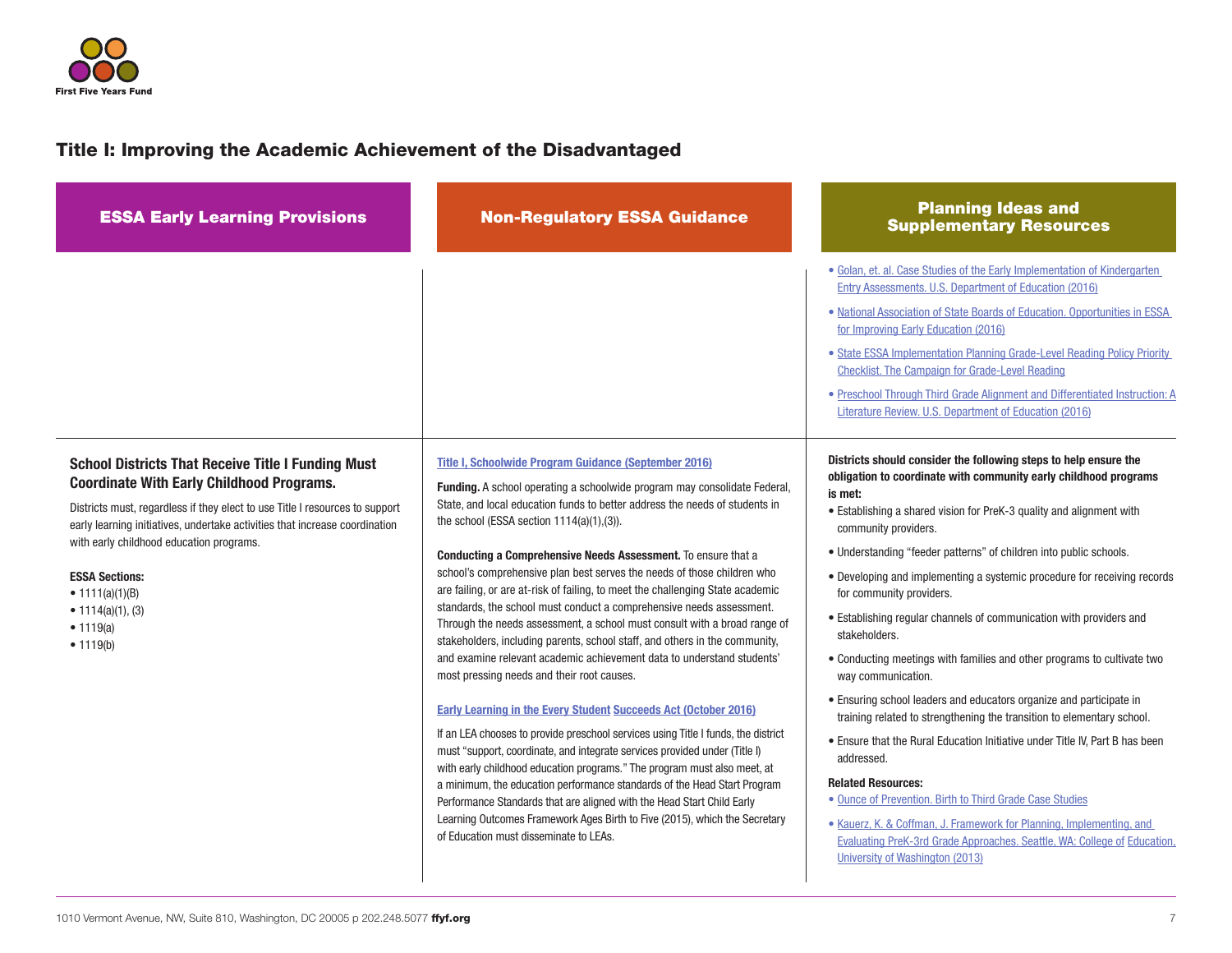## Title I: Improving the Academic Achievement of the Disadvantaged

| ESSA Early Learning Provisions | Non-Regulatory ESSA Guidance | Planning Ideas and Supplementary Resources |
|---|---|---|
| | | • Golan, et. al. Case Studies of the Early Implementation of Kindergarten Entry Assessments. U.S. Department of Education (2016)<br>• National Association of State Boards of Education. Opportunities in ESSA for Improving Early Education (2016)<br>• State ESSA Implementation Planning Grade-Level Reading Policy Priority Checklist. The Campaign for Grade-Level Reading<br>• Preschool Through Third Grade Alignment and Differentiated Instruction: A Literature Review. U.S. Department of Education (2016) |
| **School Districts That Receive Title I Funding Must Coordinate With Early Childhood Programs.**<br><br>Districts must, regardless if they elect to use Title I resources to support early learning initiatives, undertake activities that increase coordination with early childhood education programs.<br><br>**ESSA Sections:**<br>• 1111(a)(1)(B)<br>• 1114(a)(1), (3)<br>• 1119(a)<br>• 1119(b) | **Title I, Schoolwide Program Guidance (September 2016)**<br><br>**Funding.** A school operating a schoolwide program may consolidate Federal, State, and local education funds to better address the needs of students in the school (ESSA section 1114(a)(1),(3)).<br><br>**Conducting a Comprehensive Needs Assessment.** To ensure that a school's comprehensive plan best serves the needs of those children who are failing, or are at-risk of failing, to meet the challenging State academic standards, the school must conduct a comprehensive needs assessment. Through the needs assessment, a school must consult with a broad range of stakeholders, including parents, school staff, and others in the community, and examine relevant academic achievement data to understand students' most pressing needs and their root causes.<br><br>**Early Learning in the Every Student Succeeds Act (October 2016)**<br><br>If an LEA chooses to provide preschool services using Title I funds, the district must "support, coordinate, and integrate services provided under (Title I) with early childhood education programs." The program must also meet, at a minimum, the education performance standards of the Head Start Program Performance Standards that are aligned with the Head Start Child Early Learning Outcomes Framework Ages Birth to Five (2015), which the Secretary of Education must disseminate to LEAs. | **Districts should consider the following steps to help ensure the obligation to coordinate with community early childhood programs is met:**<br>• Establishing a shared vision for PreK-3 quality and alignment with community providers.<br>• Understanding "feeder patterns" of children into public schools.<br>• Developing and implementing a systemic procedure for receiving records for community providers.<br>• Establishing regular channels of communication with providers and stakeholders.<br>• Conducting meetings with families and other programs to cultivate two way communication.<br>• Ensuring school leaders and educators organize and participate in training related to strengthening the transition to elementary school.<br>• Ensure that the Rural Education Initiative under Title IV, Part B has been addressed.<br><br>**Related Resources:**<br>• Ounce of Prevention. Birth to Third Grade Case Studies<br>• Kauerz, K. & Coffman, J. Framework for Planning, Implementing, and Evaluating PreK-3rd Grade Approaches. Seattle, WA: College of Education, University of Washington (2013) |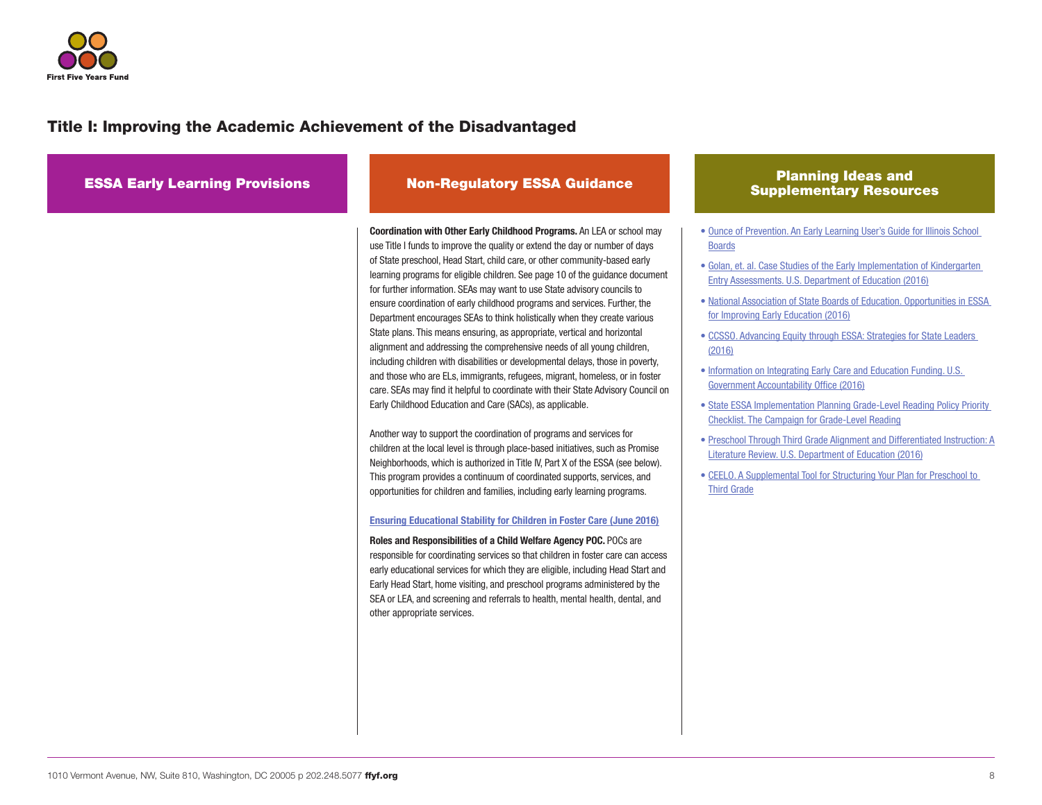## Title I: Improving the Academic Achievement of the Disadvantaged

### ESSA Early Learning Provisions

### Non-Regulatory ESSA Guidance

**Coordination with Other Early Childhood Programs.** An LEA or school may use Title I funds to improve the quality or extend the day or number of days of State preschool, Head Start, child care, or other community-based early learning programs for eligible children. See page 10 of the guidance document for further information. SEAs may want to use State advisory councils to ensure coordination of early childhood programs and services. Further, the Department encourages SEAs to think holistically when they create various State plans. This means ensuring, as appropriate, vertical and horizontal alignment and addressing the comprehensive needs of all young children, including children with disabilities or developmental delays, those in poverty, and those who are ELs, immigrants, refugees, migrant, homeless, or in foster care. SEAs may find it helpful to coordinate with their State Advisory Council on Early Childhood Education and Care (SACs), as applicable.

Another way to support the coordination of programs and services for children at the local level is through place-based initiatives, such as Promise Neighborhoods, which is authorized in Title IV, Part X of the ESSA (see below). This program provides a continuum of coordinated supports, services, and opportunities for children and families, including early learning programs.

**Ensuring Educational Stability for Children in Foster Care (June 2016)**

**Roles and Responsibilities of a Child Welfare Agency POC.** POCs are responsible for coordinating services so that children in foster care can access early educational services for which they are eligible, including Head Start and Early Head Start, home visiting, and preschool programs administered by the SEA or LEA, and screening and referrals to health, mental health, dental, and other appropriate services.

### Planning Ideas and Supplementary Resources

- Ounce of Prevention. An Early Learning User's Guide for Illinois School Boards
- Golan, et. al. Case Studies of the Early Implementation of Kindergarten Entry Assessments. U.S. Department of Education (2016)
- National Association of State Boards of Education. Opportunities in ESSA for Improving Early Education (2016)
- CCSSO. Advancing Equity through ESSA: Strategies for State Leaders (2016)
- Information on Integrating Early Care and Education Funding. U.S. Government Accountability Office (2016)
- State ESSA Implementation Planning Grade-Level Reading Policy Priority Checklist. The Campaign for Grade-Level Reading
- Preschool Through Third Grade Alignment and Differentiated Instruction: A Literature Review. U.S. Department of Education (2016)
- CEELO. A Supplemental Tool for Structuring Your Plan for Preschool to Third Grade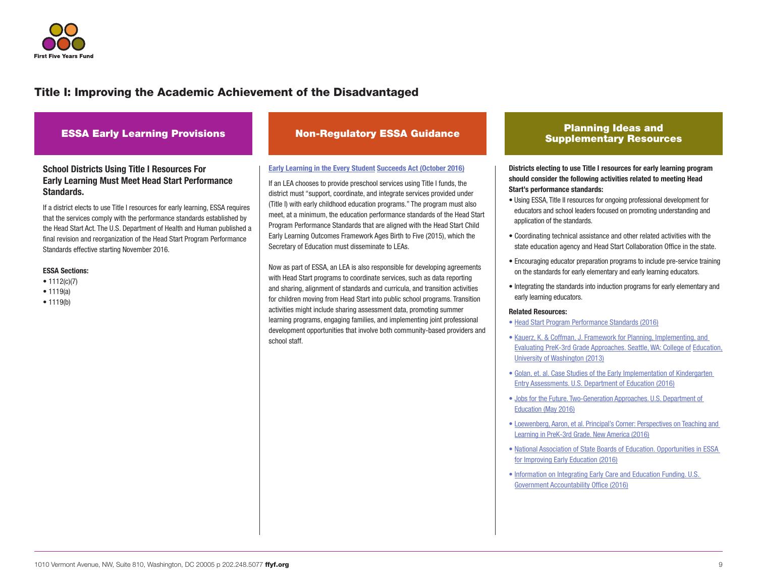# Title I: Improving the Academic Achievement of the Disadvantaged

## ESSA Early Learning Provisions

### School Districts Using Title I Resources For Early Learning Must Meet Head Start Performance Standards.

If a district elects to use Title I resources for early learning, ESSA requires that the services comply with the performance standards established by the Head Start Act. The U.S. Department of Health and Human published a final revision and reorganization of the Head Start Program Performance Standards effective starting November 2016.

**ESSA Sections:**

- 1112(c)(7)
- 1119(a)
- 1119(b)

## Non-Regulatory ESSA Guidance

**Early Learning in the Every Student Succeeds Act (October 2016)**

If an LEA chooses to provide preschool services using Title I funds, the district must "support, coordinate, and integrate services provided under (Title I) with early childhood education programs." The program must also meet, at a minimum, the education performance standards of the Head Start Program Performance Standards that are aligned with the Head Start Child Early Learning Outcomes Framework Ages Birth to Five (2015), which the Secretary of Education must disseminate to LEAs.

Now as part of ESSA, an LEA is also responsible for developing agreements with Head Start programs to coordinate services, such as data reporting and sharing, alignment of standards and curricula, and transition activities for children moving from Head Start into public school programs. Transition activities might include sharing assessment data, promoting summer learning programs, engaging families, and implementing joint professional development opportunities that involve both community-based providers and school staff.

## Planning Ideas and Supplementary Resources

**Districts electing to use Title I resources for early learning program should consider the following activities related to meeting Head Start's performance standards:**

- Using ESSA, Title II resources for ongoing professional development for educators and school leaders focused on promoting understanding and application of the standards.
- Coordinating technical assistance and other related activities with the state education agency and Head Start Collaboration Office in the state.
- Encouraging educator preparation programs to include pre-service training on the standards for early elementary and early learning educators.
- Integrating the standards into induction programs for early elementary and early learning educators.

**Related Resources:**

- Head Start Program Performance Standards (2016)
- Kauerz, K. & Coffman, J. Framework for Planning, Implementing, and Evaluating PreK-3rd Grade Approaches. Seattle, WA: College of Education, University of Washington (2013)
- Golan, et. al. Case Studies of the Early Implementation of Kindergarten Entry Assessments. U.S. Department of Education (2016)
- Jobs for the Future. Two-Generation Approaches. U.S. Department of Education (May 2016)
- Loewenberg, Aaron, et al. Principal's Corner: Perspectives on Teaching and Learning in PreK-3rd Grade. New America (2016)
- National Association of State Boards of Education. Opportunities in ESSA for Improving Early Education (2016)
- Information on Integrating Early Care and Education Funding. U.S. Government Accountability Office (2016)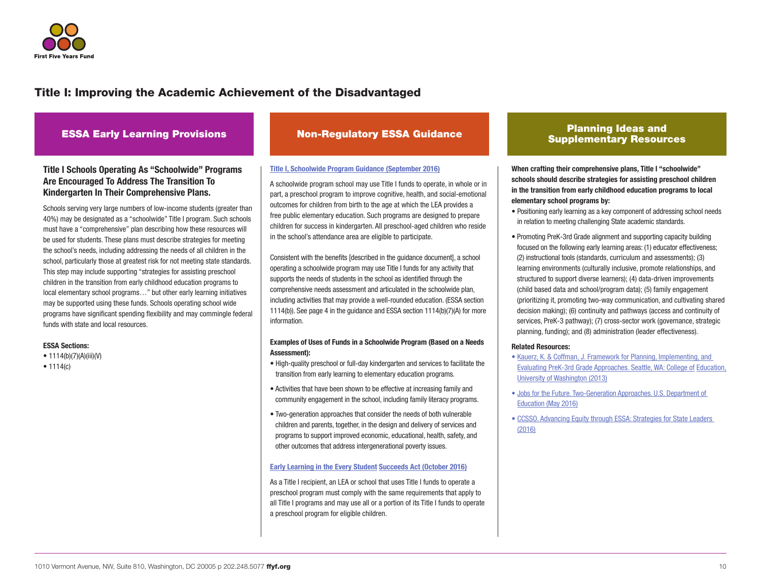# Title I: Improving the Academic Achievement of the Disadvantaged

## ESSA Early Learning Provisions

### Title I Schools Operating As "Schoolwide" Programs Are Encouraged To Address The Transition To Kindergarten In Their Comprehensive Plans.

Schools serving very large numbers of low-income students (greater than 40%) may be designated as a "schoolwide" Title I program. Such schools must have a "comprehensive" plan describing how these resources will be used for students. These plans must describe strategies for meeting the school's needs, including addressing the needs of all children in the school, particularly those at greatest risk for not meeting state standards. This step may include supporting "strategies for assisting preschool children in the transition from early childhood education programs to local elementary school programs…" but other early learning initiatives may be supported using these funds. Schools operating school wide programs have significant spending flexibility and may commingle federal funds with state and local resources.

**ESSA Sections:**

- 1114(b)(7)(A)(iii)(V)
- 1114(c)

## Non-Regulatory ESSA Guidance

**Title I, Schoolwide Program Guidance (September 2016)**

A schoolwide program school may use Title I funds to operate, in whole or in part, a preschool program to improve cognitive, health, and social-emotional outcomes for children from birth to the age at which the LEA provides a free public elementary education. Such programs are designed to prepare children for success in kindergarten. All preschool-aged children who reside in the school's attendance area are eligible to participate.

Consistent with the benefits [described in the guidance document], a school operating a schoolwide program may use Title I funds for any activity that supports the needs of students in the school as identified through the comprehensive needs assessment and articulated in the schoolwide plan, including activities that may provide a well-rounded education. (ESSA section 1114(b)). See page 4 in the guidance and ESSA section 1114(b)(7)(A) for more information.

**Examples of Uses of Funds in a Schoolwide Program (Based on a Needs Assessment):**

- High-quality preschool or full-day kindergarten and services to facilitate the transition from early learning to elementary education programs.
- Activities that have been shown to be effective at increasing family and community engagement in the school, including family literacy programs.
- Two-generation approaches that consider the needs of both vulnerable children and parents, together, in the design and delivery of services and programs to support improved economic, educational, health, safety, and other outcomes that address intergenerational poverty issues.

**Early Learning in the Every Student Succeeds Act (October 2016)**

As a Title I recipient, an LEA or school that uses Title I funds to operate a preschool program must comply with the same requirements that apply to all Title I programs and may use all or a portion of its Title I funds to operate a preschool program for eligible children.

## Planning Ideas and Supplementary Resources

**When crafting their comprehensive plans, Title I "schoolwide" schools should describe strategies for assisting preschool children in the transition from early childhood education programs to local elementary school programs by:**

- Positioning early learning as a key component of addressing school needs in relation to meeting challenging State academic standards.
- Promoting PreK-3rd Grade alignment and supporting capacity building focused on the following early learning areas: (1) educator effectiveness; (2) instructional tools (standards, curriculum and assessments); (3) learning environments (culturally inclusive, promote relationships, and structured to support diverse learners); (4) data-driven improvements (child based data and school/program data); (5) family engagement (prioritizing it, promoting two-way communication, and cultivating shared decision making); (6) continuity and pathways (access and continuity of services, PreK-3 pathway); (7) cross-sector work (governance, strategic planning, funding); and (8) administration (leader effectiveness).

**Related Resources:**

- Kauerz, K. & Coffman, J. Framework for Planning, Implementing, and Evaluating PreK-3rd Grade Approaches. Seattle, WA: College of Education, University of Washington (2013)
- Jobs for the Future. Two-Generation Approaches. U.S. Department of Education (May 2016)
- CCSSO. Advancing Equity through ESSA: Strategies for State Leaders (2016)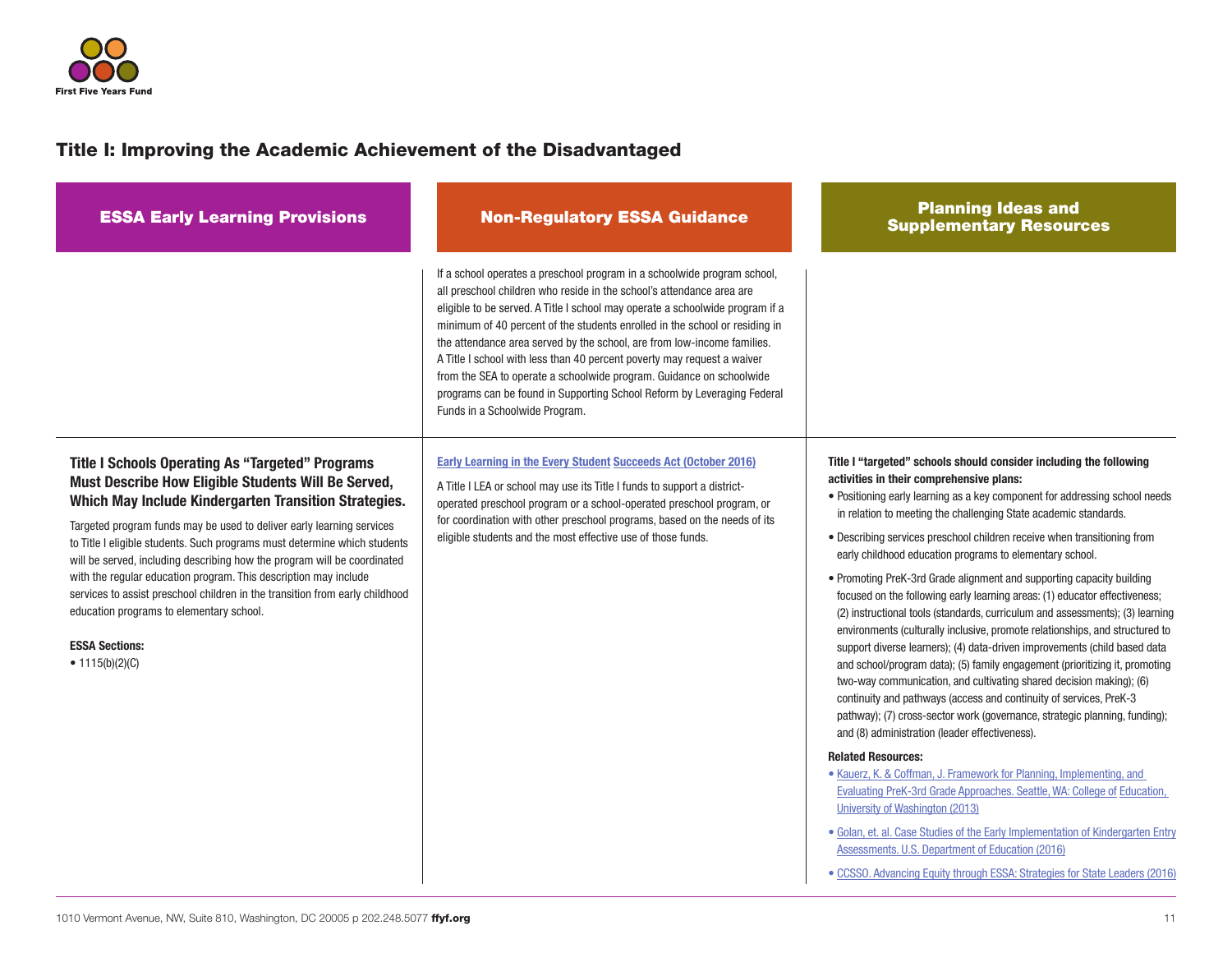## Title I: Improving the Academic Achievement of the Disadvantaged

| ESSA Early Learning Provisions | Non-Regulatory ESSA Guidance | Planning Ideas and Supplementary Resources |
|---|---|---|
| | If a school operates a preschool program in a schoolwide program school, all preschool children who reside in the school's attendance area are eligible to be served. A Title I school may operate a schoolwide program if a minimum of 40 percent of the students enrolled in the school or residing in the attendance area served by the school, are from low-income families. A Title I school with less than 40 percent poverty may request a waiver from the SEA to operate a schoolwide program. Guidance on schoolwide programs can be found in Supporting School Reform by Leveraging Federal Funds in a Schoolwide Program. | |
| **Title I Schools Operating As "Targeted" Programs Must Describe How Eligible Students Will Be Served, Which May Include Kindergarten Transition Strategies.**<br><br>Targeted program funds may be used to deliver early learning services to Title I eligible students. Such programs must determine which students will be served, including describing how the program will be coordinated with the regular education program. This description may include services to assist preschool children in the transition from early childhood education programs to elementary school.<br><br>**ESSA Sections:**<br>• 1115(b)(2)(C) | Early Learning in the Every Student Succeeds Act (October 2016)<br><br>A Title I LEA or school may use its Title I funds to support a district-operated preschool program or a school-operated preschool program, or for coordination with other preschool programs, based on the needs of its eligible students and the most effective use of those funds. | **Title I "targeted" schools should consider including the following activities in their comprehensive plans:**<br>• Positioning early learning as a key component for addressing school needs in relation to meeting the challenging State academic standards.<br>• Describing services preschool children receive when transitioning from early childhood education programs to elementary school.<br>• Promoting PreK-3rd Grade alignment and supporting capacity building focused on the following early learning areas: (1) educator effectiveness; (2) instructional tools (standards, curriculum and assessments); (3) learning environments (culturally inclusive, promote relationships, and structured to support diverse learners); (4) data-driven improvements (child based data and school/program data); (5) family engagement (prioritizing it, promoting two-way communication, and cultivating shared decision making); (6) continuity and pathways (access and continuity of services, PreK-3 pathway); (7) cross-sector work (governance, strategic planning, funding); and (8) administration (leader effectiveness).<br><br>**Related Resources:**<br>• Kauerz, K. & Coffman, J. Framework for Planning, Implementing, and Evaluating PreK-3rd Grade Approaches. Seattle, WA: College of Education, University of Washington (2013)<br>• Golan, et. al. Case Studies of the Early Implementation of Kindergarten Entry Assessments. U.S. Department of Education (2016)<br>• CCSSO. Advancing Equity through ESSA: Strategies for State Leaders (2016) |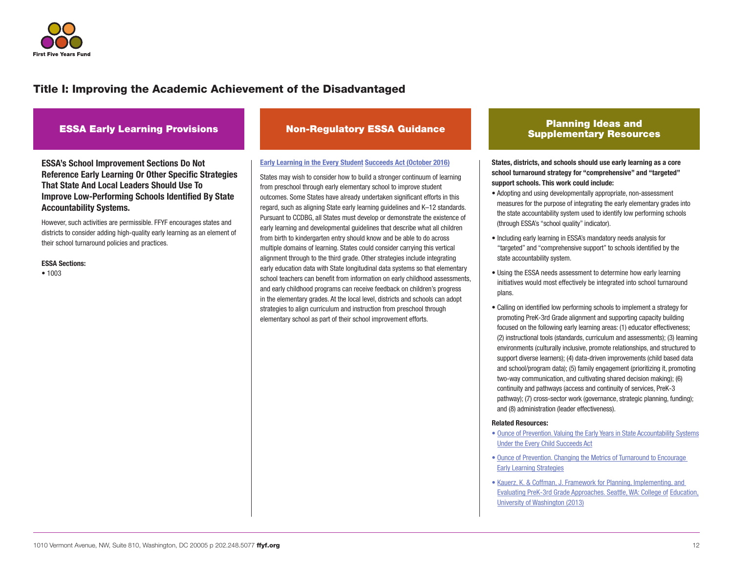## Title I: Improving the Academic Achievement of the Disadvantaged

### ESSA Early Learning Provisions

**ESSA's School Improvement Sections Do Not Reference Early Learning Or Other Specific Strategies That State And Local Leaders Should Use To Improve Low-Performing Schools Identified By State Accountability Systems.**

However, such activities are permissible. FFYF encourages states and districts to consider adding high-quality early learning as an element of their school turnaround policies and practices.

**ESSA Sections:**

- 1003

### Non-Regulatory ESSA Guidance

**Early Learning in the Every Student Succeeds Act (October 2016)**

States may wish to consider how to build a stronger continuum of learning from preschool through early elementary school to improve student outcomes. Some States have already undertaken significant efforts in this regard, such as aligning State early learning guidelines and K–12 standards. Pursuant to CCDBG, all States must develop or demonstrate the existence of early learning and developmental guidelines that describe what all children from birth to kindergarten entry should know and be able to do across multiple domains of learning. States could consider carrying this vertical alignment through to the third grade. Other strategies include integrating early education data with State longitudinal data systems so that elementary school teachers can benefit from information on early childhood assessments, and early childhood programs can receive feedback on children's progress in the elementary grades. At the local level, districts and schools can adopt strategies to align curriculum and instruction from preschool through elementary school as part of their school improvement efforts.

### Planning Ideas and Supplementary Resources

**States, districts, and schools should use early learning as a core school turnaround strategy for "comprehensive" and "targeted" support schools. This work could include:**

- Adopting and using developmentally appropriate, non-assessment measures for the purpose of integrating the early elementary grades into the state accountability system used to identify low performing schools (through ESSA's "school quality" indicator).
- Including early learning in ESSA's mandatory needs analysis for "targeted" and "comprehensive support" to schools identified by the state accountability system.
- Using the ESSA needs assessment to determine how early learning initiatives would most effectively be integrated into school turnaround plans.
- Calling on identified low performing schools to implement a strategy for promoting PreK-3rd Grade alignment and supporting capacity building focused on the following early learning areas: (1) educator effectiveness; (2) instructional tools (standards, curriculum and assessments); (3) learning environments (culturally inclusive, promote relationships, and structured to support diverse learners); (4) data-driven improvements (child based data and school/program data); (5) family engagement (prioritizing it, promoting two-way communication, and cultivating shared decision making); (6) continuity and pathways (access and continuity of services, PreK-3 pathway); (7) cross-sector work (governance, strategic planning, funding); and (8) administration (leader effectiveness).

**Related Resources:**

- Ounce of Prevention. Valuing the Early Years in State Accountability Systems Under the Every Child Succeeds Act
- Ounce of Prevention. Changing the Metrics of Turnaround to Encourage Early Learning Strategies
- Kauerz, K. & Coffman, J. Framework for Planning, Implementing, and Evaluating PreK-3rd Grade Approaches. Seattle, WA: College of Education, University of Washington (2013)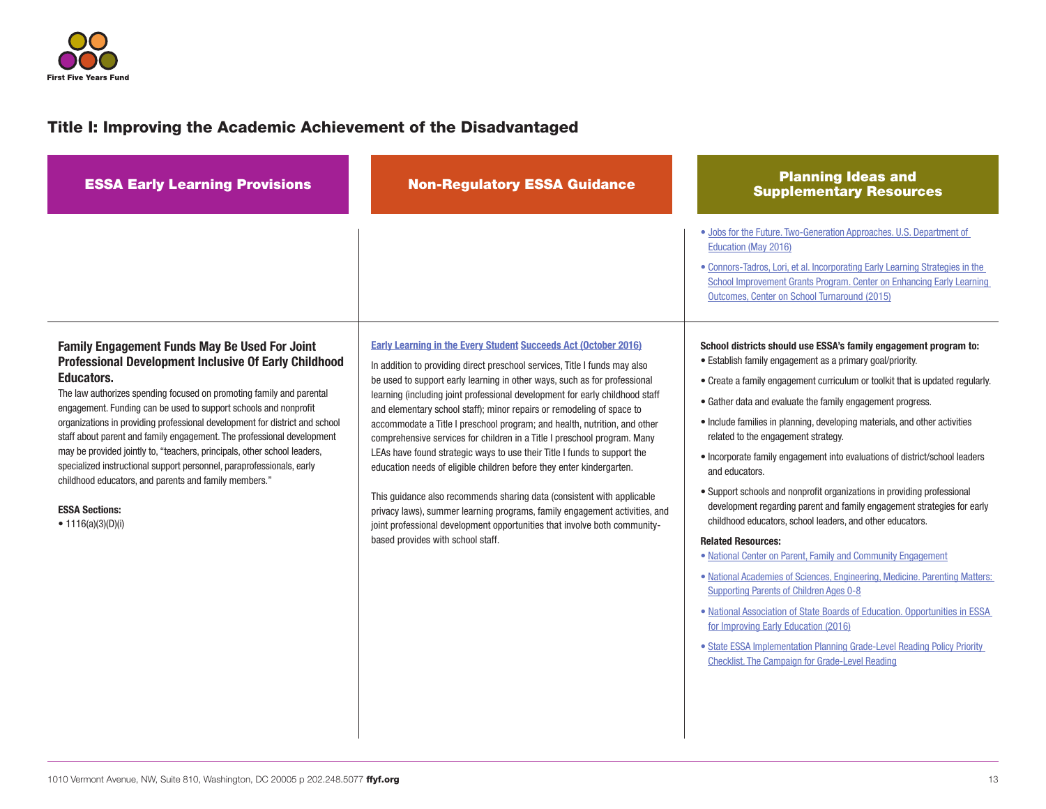## Title I: Improving the Academic Achievement of the Disadvantaged

| ESSA Early Learning Provisions | Non-Regulatory ESSA Guidance | Planning Ideas and Supplementary Resources |
|---|---|---|
| | | • Jobs for the Future. Two-Generation Approaches. U.S. Department of Education (May 2016)<br>• Connors-Tadros, Lori, et al. Incorporating Early Learning Strategies in the School Improvement Grants Program. Center on Enhancing Early Learning Outcomes, Center on School Turnaround (2015) |
| **Family Engagement Funds May Be Used For Joint Professional Development Inclusive Of Early Childhood Educators.**<br>The law authorizes spending focused on promoting family and parental engagement. Funding can be used to support schools and nonprofit organizations in providing professional development for district and school staff about parent and family engagement. The professional development may be provided jointly to, "teachers, principals, other school leaders, specialized instructional support personnel, paraprofessionals, early childhood educators, and parents and family members."<br><br>**ESSA Sections:**<br>• 1116(a)(3)(D)(i) | Early Learning in the Every Student Succeeds Act (October 2016)<br><br>In addition to providing direct preschool services, Title I funds may also be used to support early learning in other ways, such as for professional learning (including joint professional development for early childhood staff and elementary school staff); minor repairs or remodeling of space to accommodate a Title I preschool program; and health, nutrition, and other comprehensive services for children in a Title I preschool program. Many LEAs have found strategic ways to use their Title I funds to support the education needs of eligible children before they enter kindergarten.<br><br>This guidance also recommends sharing data (consistent with applicable privacy laws), summer learning programs, family engagement activities, and joint professional development opportunities that involve both community-based provides with school staff. | **School districts should use ESSA's family engagement program to:**<br>• Establish family engagement as a primary goal/priority.<br>• Create a family engagement curriculum or toolkit that is updated regularly.<br>• Gather data and evaluate the family engagement progress.<br>• Include families in planning, developing materials, and other activities related to the engagement strategy.<br>• Incorporate family engagement into evaluations of district/school leaders and educators.<br>• Support schools and nonprofit organizations in providing professional development regarding parent and family engagement strategies for early childhood educators, school leaders, and other educators.<br><br>**Related Resources:**<br>• National Center on Parent, Family and Community Engagement<br>• National Academies of Sciences, Engineering, Medicine. Parenting Matters: Supporting Parents of Children Ages 0-8<br>• National Association of State Boards of Education. Opportunities in ESSA for Improving Early Education (2016)<br>• State ESSA Implementation Planning Grade-Level Reading Policy Priority Checklist. The Campaign for Grade-Level Reading |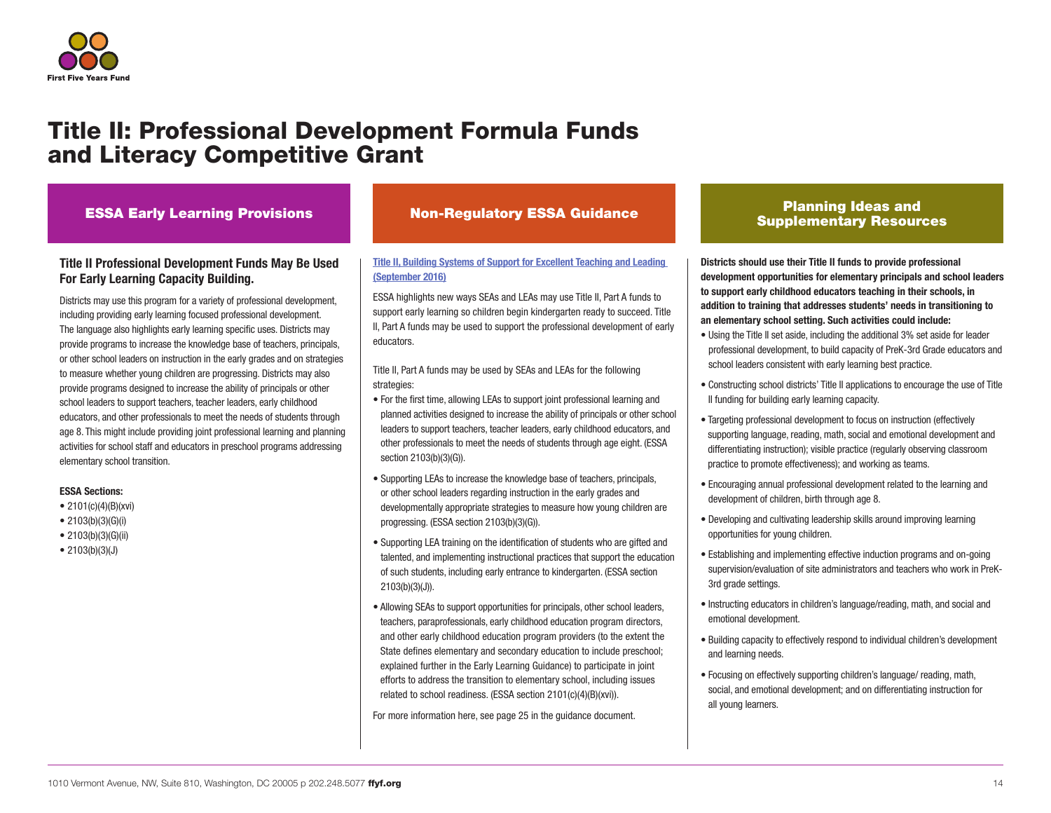# Title II: Professional Development Formula Funds and Literacy Competitive Grant

## ESSA Early Learning Provisions

### Title II Professional Development Funds May Be Used For Early Learning Capacity Building.

Districts may use this program for a variety of professional development, including providing early learning focused professional development. The language also highlights early learning specific uses. Districts may provide programs to increase the knowledge base of teachers, principals, or other school leaders on instruction in the early grades and on strategies to measure whether young children are progressing. Districts may also provide programs designed to increase the ability of principals or other school leaders to support teachers, teacher leaders, early childhood educators, and other professionals to meet the needs of students through age 8. This might include providing joint professional learning and planning activities for school staff and educators in preschool programs addressing elementary school transition.

**ESSA Sections:**

- 2101(c)(4)(B)(xvi)
- 2103(b)(3)(G)(i)
- 2103(b)(3)(G)(ii)
- 2103(b)(3)(J)

## Non-Regulatory ESSA Guidance

Title II, Building Systems of Support for Excellent Teaching and Leading (September 2016)

ESSA highlights new ways SEAs and LEAs may use Title II, Part A funds to support early learning so children begin kindergarten ready to succeed. Title II, Part A funds may be used to support the professional development of early educators.

Title II, Part A funds may be used by SEAs and LEAs for the following strategies:

- For the first time, allowing LEAs to support joint professional learning and planned activities designed to increase the ability of principals or other school leaders to support teachers, teacher leaders, early childhood educators, and other professionals to meet the needs of students through age eight. (ESSA section 2103(b)(3)(G)).
- Supporting LEAs to increase the knowledge base of teachers, principals, or other school leaders regarding instruction in the early grades and developmentally appropriate strategies to measure how young children are progressing. (ESSA section 2103(b)(3)(G)).
- Supporting LEA training on the identification of students who are gifted and talented, and implementing instructional practices that support the education of such students, including early entrance to kindergarten. (ESSA section 2103(b)(3)(J)).
- Allowing SEAs to support opportunities for principals, other school leaders, teachers, paraprofessionals, early childhood education program directors, and other early childhood education program providers (to the extent the State defines elementary and secondary education to include preschool; explained further in the Early Learning Guidance) to participate in joint efforts to address the transition to elementary school, including issues related to school readiness. (ESSA section 2101(c)(4)(B)(xvi)).

For more information here, see page 25 in the guidance document.

## Planning Ideas and Supplementary Resources

**Districts should use their Title II funds to provide professional development opportunities for elementary principals and school leaders to support early childhood educators teaching in their schools, in addition to training that addresses students' needs in transitioning to an elementary school setting. Such activities could include:**

- Using the Title II set aside, including the additional 3% set aside for leader professional development, to build capacity of PreK-3rd Grade educators and school leaders consistent with early learning best practice.
- Constructing school districts' Title II applications to encourage the use of Title II funding for building early learning capacity.
- Targeting professional development to focus on instruction (effectively supporting language, reading, math, social and emotional development and differentiating instruction); visible practice (regularly observing classroom practice to promote effectiveness); and working as teams.
- Encouraging annual professional development related to the learning and development of children, birth through age 8.
- Developing and cultivating leadership skills around improving learning opportunities for young children.
- Establishing and implementing effective induction programs and on-going supervision/evaluation of site administrators and teachers who work in PreK-3rd grade settings.
- Instructing educators in children's language/reading, math, and social and emotional development.
- Building capacity to effectively respond to individual children's development and learning needs.
- Focusing on effectively supporting children's language/ reading, math, social, and emotional development; and on differentiating instruction for all young learners.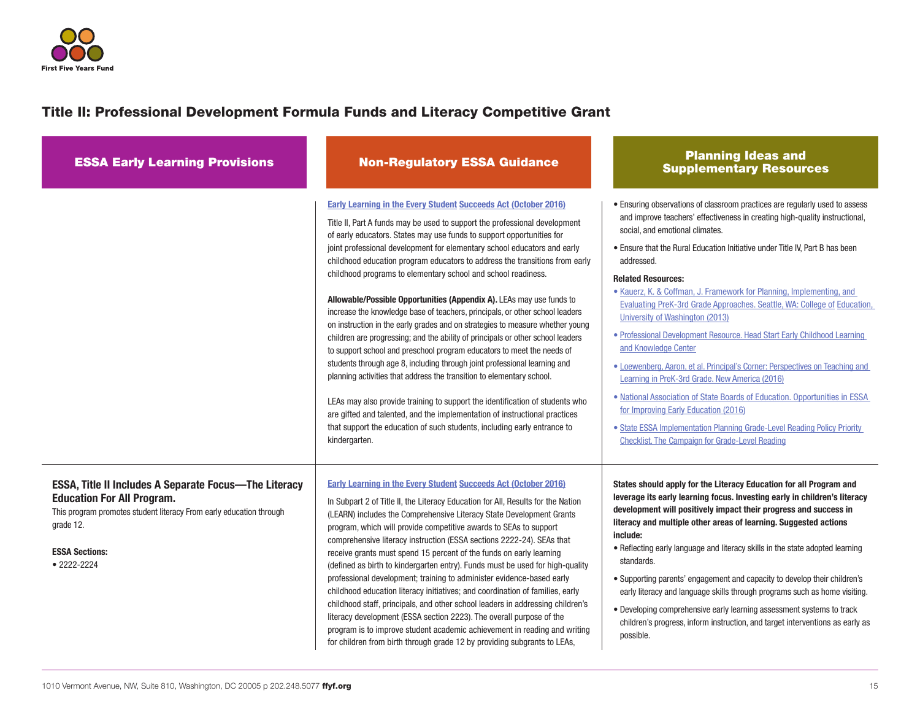## Title II: Professional Development Formula Funds and Literacy Competitive Grant

| ESSA Early Learning Provisions | Non-Regulatory ESSA Guidance | Planning Ideas and Supplementary Resources |
|---|---|---|
| | **Early Learning in the Every Student Succeeds Act (October 2016)**<br><br>Title II, Part A funds may be used to support the professional development of early educators. States may use funds to support opportunities for joint professional development for elementary school educators and early childhood education program educators to address the transitions from early childhood programs to elementary school and school readiness.<br><br>**Allowable/Possible Opportunities (Appendix A).** LEAs may use funds to increase the knowledge base of teachers, principals, or other school leaders on instruction in the early grades and on strategies to measure whether young children are progressing; and the ability of principals or other school leaders to support school and preschool program educators to meet the needs of students through age 8, including through joint professional learning and planning activities that address the transition to elementary school.<br><br>LEAs may also provide training to support the identification of students who are gifted and talented, and the implementation of instructional practices that support the education of such students, including early entrance to kindergarten. | • Ensuring observations of classroom practices are regularly used to assess and improve teachers' effectiveness in creating high-quality instructional, social, and emotional climates.<br><br>• Ensure that the Rural Education Initiative under Title IV, Part B has been addressed.<br><br>**Related Resources:**<br>• Kauerz, K. & Coffman, J. Framework for Planning, Implementing, and Evaluating PreK-3rd Grade Approaches. Seattle, WA: College of Education, University of Washington (2013)<br><br>• Professional Development Resource. Head Start Early Childhood Learning and Knowledge Center<br><br>• Loewenberg, Aaron, et al. Principal's Corner: Perspectives on Teaching and Learning in PreK-3rd Grade. New America (2016)<br><br>• National Association of State Boards of Education. Opportunities in ESSA for Improving Early Education (2016)<br><br>• State ESSA Implementation Planning Grade-Level Reading Policy Priority Checklist. The Campaign for Grade-Level Reading |
| **ESSA, Title II Includes A Separate Focus—The Literacy Education For All Program.**<br>This program promotes student literacy From early education through grade 12.<br><br>**ESSA Sections:**<br>• 2222-2224 | **Early Learning in the Every Student Succeeds Act (October 2016)**<br><br>In Subpart 2 of Title II, the Literacy Education for All, Results for the Nation (LEARN) includes the Comprehensive Literacy State Development Grants program, which will provide competitive awards to SEAs to support comprehensive literacy instruction (ESSA sections 2222-24). SEAs that receive grants must spend 15 percent of the funds on early learning (defined as birth to kindergarten entry). Funds must be used for high-quality professional development; training to administer evidence-based early childhood education literacy initiatives; and coordination of families, early childhood staff, principals, and other school leaders in addressing children's literacy development (ESSA section 2223). The overall purpose of the program is to improve student academic achievement in reading and writing for children from birth through grade 12 by providing subgrants to LEAs, | **States should apply for the Literacy Education for all Program and leverage its early learning focus. Investing early in children's literacy development will positively impact their progress and success in literacy and multiple other areas of learning. Suggested actions include:**<br>• Reflecting early language and literacy skills in the state adopted learning standards.<br><br>• Supporting parents' engagement and capacity to develop their children's early literacy and language skills through programs such as home visiting.<br><br>• Developing comprehensive early learning assessment systems to track children's progress, inform instruction, and target interventions as early as possible. |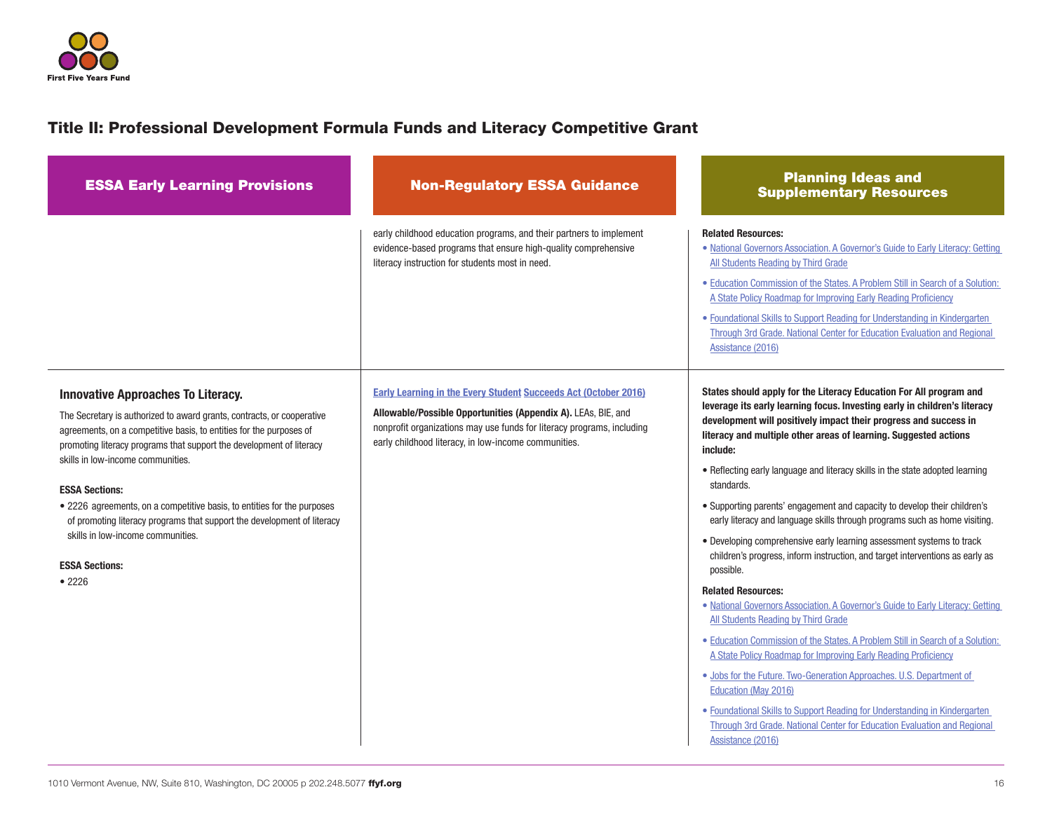## Title II: Professional Development Formula Funds and Literacy Competitive Grant

| ESSA Early Learning Provisions | Non-Regulatory ESSA Guidance | Planning Ideas and Supplementary Resources |
|---|---|---|
| | early childhood education programs, and their partners to implement evidence-based programs that ensure high-quality comprehensive literacy instruction for students most in need. | **Related Resources:**<br>• National Governors Association. A Governor's Guide to Early Literacy: Getting All Students Reading by Third Grade<br>• Education Commission of the States. A Problem Still in Search of a Solution: A State Policy Roadmap for Improving Early Reading Proficiency<br>• Foundational Skills to Support Reading for Understanding in Kindergarten Through 3rd Grade. National Center for Education Evaluation and Regional Assistance (2016) |
| **Innovative Approaches To Literacy.**<br>The Secretary is authorized to award grants, contracts, or cooperative agreements, on a competitive basis, to entities for the purposes of promoting literacy programs that support the development of literacy skills in low-income communities.<br>**ESSA Sections:**<br>• 2226 agreements, on a competitive basis, to entities for the purposes of promoting literacy programs that support the development of literacy skills in low-income communities.<br>**ESSA Sections:**<br>• 2226 | **Early Learning in the Every Student Succeeds Act (October 2016)**<br>**Allowable/Possible Opportunities (Appendix A).** LEAs, BIE, and nonprofit organizations may use funds for literacy programs, including early childhood literacy, in low-income communities. | **States should apply for the Literacy Education For All program and leverage its early learning focus. Investing early in children's literacy development will positively impact their progress and success in literacy and multiple other areas of learning. Suggested actions include:**<br>• Reflecting early language and literacy skills in the state adopted learning standards.<br>• Supporting parents' engagement and capacity to develop their children's early literacy and language skills through programs such as home visiting.<br>• Developing comprehensive early learning assessment systems to track children's progress, inform instruction, and target interventions as early as possible.<br>**Related Resources:**<br>• National Governors Association. A Governor's Guide to Early Literacy: Getting All Students Reading by Third Grade<br>• Education Commission of the States. A Problem Still in Search of a Solution: A State Policy Roadmap for Improving Early Reading Proficiency<br>• Jobs for the Future. Two-Generation Approaches. U.S. Department of Education (May 2016)<br>• Foundational Skills to Support Reading for Understanding in Kindergarten Through 3rd Grade. National Center for Education Evaluation and Regional Assistance (2016) |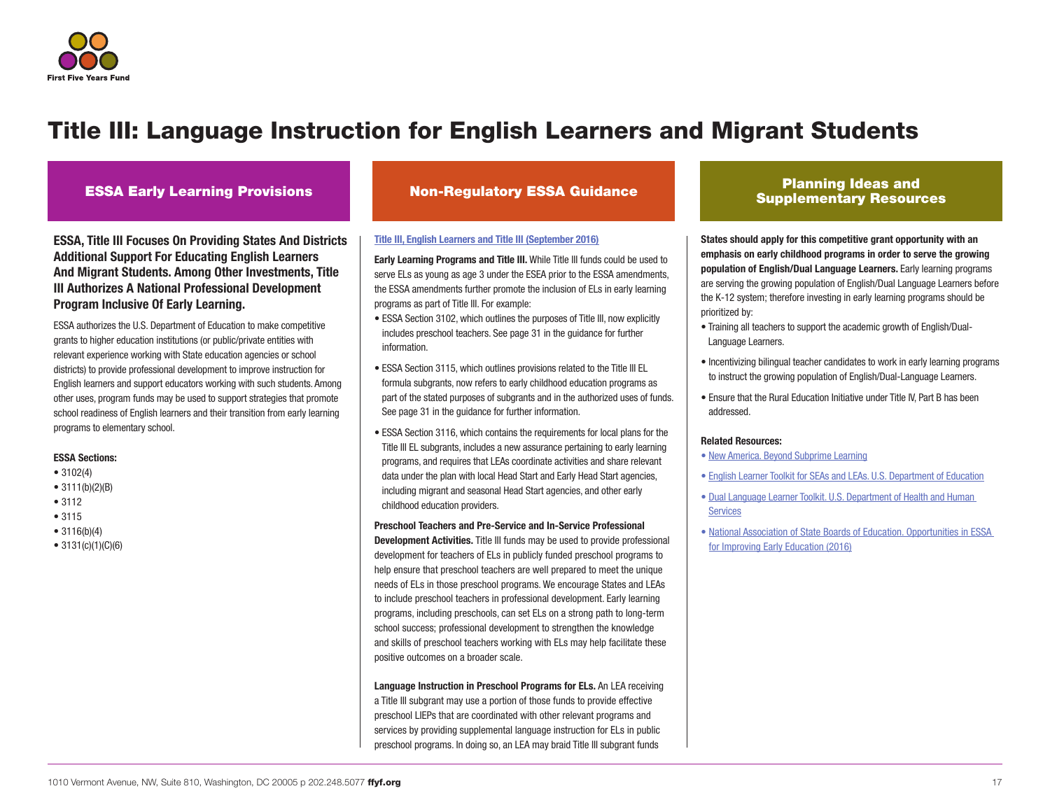# Title III: Language Instruction for English Learners and Migrant Students

## ESSA Early Learning Provisions

**ESSA, Title III Focuses On Providing States And Districts Additional Support For Educating English Learners And Migrant Students. Among Other Investments, Title III Authorizes A National Professional Development Program Inclusive Of Early Learning.**

ESSA authorizes the U.S. Department of Education to make competitive grants to higher education institutions (or public/private entities with relevant experience working with State education agencies or school districts) to provide professional development to improve instruction for English learners and support educators working with such students. Among other uses, program funds may be used to support strategies that promote school readiness of English learners and their transition from early learning programs to elementary school.

**ESSA Sections:**

- 3102(4)
- 3111(b)(2)(B)
- 3112
- 3115
- 3116(b)(4)
- 3131(c)(1)(C)(6)

## Non-Regulatory ESSA Guidance

[Title III, English Learners and Title III (September 2016)]

**Early Learning Programs and Title III.** While Title III funds could be used to serve ELs as young as age 3 under the ESEA prior to the ESSA amendments, the ESSA amendments further promote the inclusion of ELs in early learning programs as part of Title III. For example:

- ESSA Section 3102, which outlines the purposes of Title III, now explicitly includes preschool teachers. See page 31 in the guidance for further information.
- ESSA Section 3115, which outlines provisions related to the Title III EL formula subgrants, now refers to early childhood education programs as part of the stated purposes of subgrants and in the authorized uses of funds. See page 31 in the guidance for further information.
- ESSA Section 3116, which contains the requirements for local plans for the Title III EL subgrants, includes a new assurance pertaining to early learning programs, and requires that LEAs coordinate activities and share relevant data under the plan with local Head Start and Early Head Start agencies, including migrant and seasonal Head Start agencies, and other early childhood education providers.

**Preschool Teachers and Pre-Service and In-Service Professional Development Activities.** Title III funds may be used to provide professional development for teachers of ELs in publicly funded preschool programs to help ensure that preschool teachers are well prepared to meet the unique needs of ELs in those preschool programs. We encourage States and LEAs to include preschool teachers in professional development. Early learning programs, including preschools, can set ELs on a strong path to long-term school success; professional development to strengthen the knowledge and skills of preschool teachers working with ELs may help facilitate these positive outcomes on a broader scale.

**Language Instruction in Preschool Programs for ELs.** An LEA receiving a Title III subgrant may use a portion of those funds to provide effective preschool LIEPs that are coordinated with other relevant programs and services by providing supplemental language instruction for ELs in public preschool programs. In doing so, an LEA may braid Title III subgrant funds

## Planning Ideas and Supplementary Resources

**States should apply for this competitive grant opportunity with an emphasis on early childhood programs in order to serve the growing population of English/Dual Language Learners.** Early learning programs are serving the growing population of English/Dual Language Learners before the K-12 system; therefore investing in early learning programs should be prioritized by:

- Training all teachers to support the academic growth of English/Dual-Language Learners.
- Incentivizing bilingual teacher candidates to work in early learning programs to instruct the growing population of English/Dual-Language Learners.
- Ensure that the Rural Education Initiative under Title IV, Part B has been addressed.

**Related Resources:**

- New America. Beyond Subprime Learning
- English Learner Toolkit for SEAs and LEAs. U.S. Department of Education
- Dual Language Learner Toolkit. U.S. Department of Health and Human Services
- National Association of State Boards of Education. Opportunities in ESSA for Improving Early Education (2016)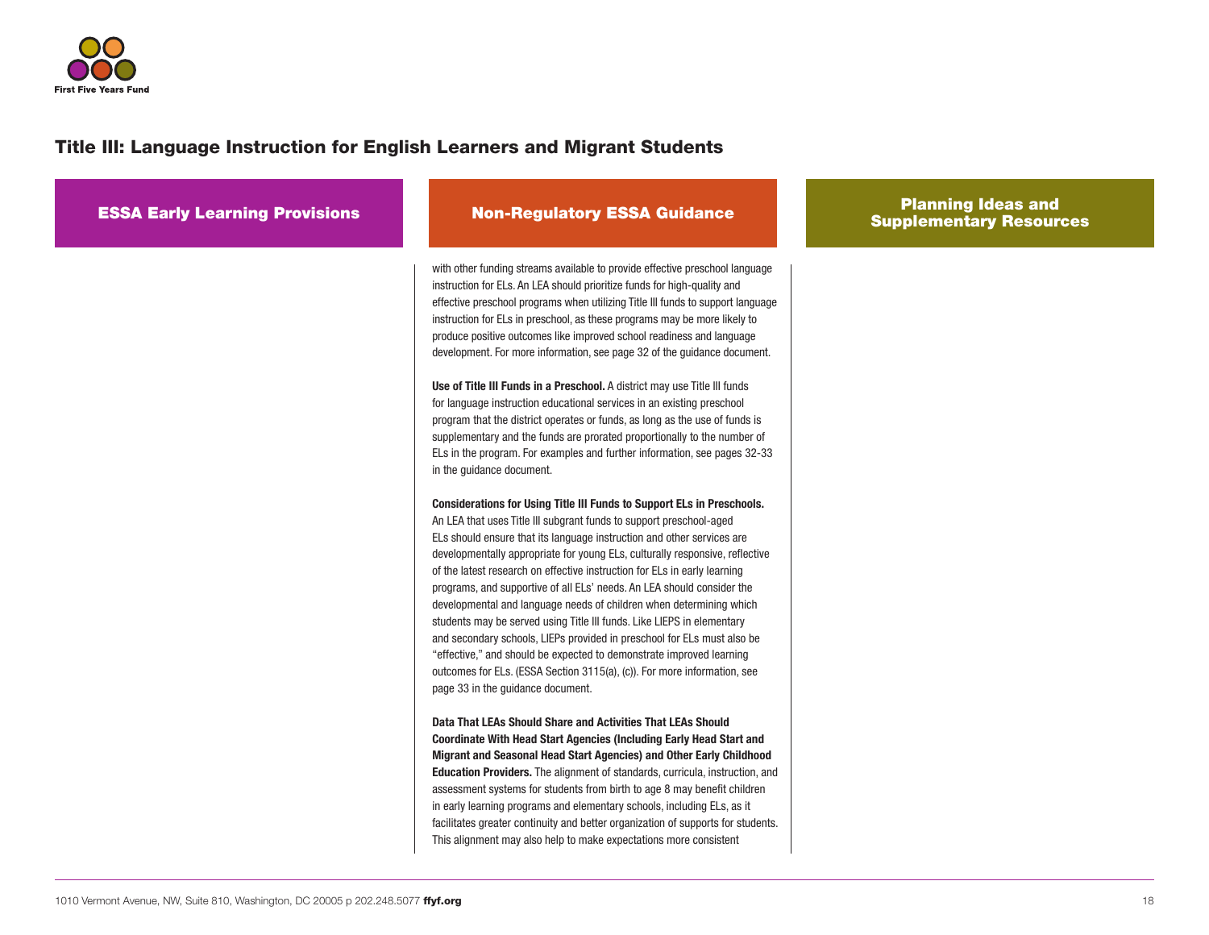## Title III: Language Instruction for English Learners and Migrant Students

| ESSA Early Learning Provisions | Non-Regulatory ESSA Guidance | Planning Ideas and Supplementary Resources |
|---|---|---|
| | with other funding streams available to provide effective preschool language instruction for ELs. An LEA should prioritize funds for high-quality and effective preschool programs when utilizing Title III funds to support language instruction for ELs in preschool, as these programs may be more likely to produce positive outcomes like improved school readiness and language development. For more information, see page 32 of the guidance document.<br><br>**Use of Title III Funds in a Preschool.** A district may use Title III funds for language instruction educational services in an existing preschool program that the district operates or funds, as long as the use of funds is supplementary and the funds are prorated proportionally to the number of ELs in the program. For examples and further information, see pages 32-33 in the guidance document.<br><br>**Considerations for Using Title III Funds to Support ELs in Preschools.** An LEA that uses Title III subgrant funds to support preschool-aged ELs should ensure that its language instruction and other services are developmentally appropriate for young ELs, culturally responsive, reflective of the latest research on effective instruction for ELs in early learning programs, and supportive of all ELs' needs. An LEA should consider the developmental and language needs of children when determining which students may be served using Title III funds. Like LIEPS in elementary and secondary schools, LIEPs provided in preschool for ELs must also be "effective," and should be expected to demonstrate improved learning outcomes for ELs. (ESSA Section 3115(a), (c)). For more information, see page 33 in the guidance document.<br><br>**Data That LEAs Should Share and Activities That LEAs Should Coordinate With Head Start Agencies (Including Early Head Start and Migrant and Seasonal Head Start Agencies) and Other Early Childhood Education Providers.** The alignment of standards, curricula, instruction, and assessment systems for students from birth to age 8 may benefit children in early learning programs and elementary schools, including ELs, as it facilitates greater continuity and better organization of supports for students. This alignment may also help to make expectations more consistent | |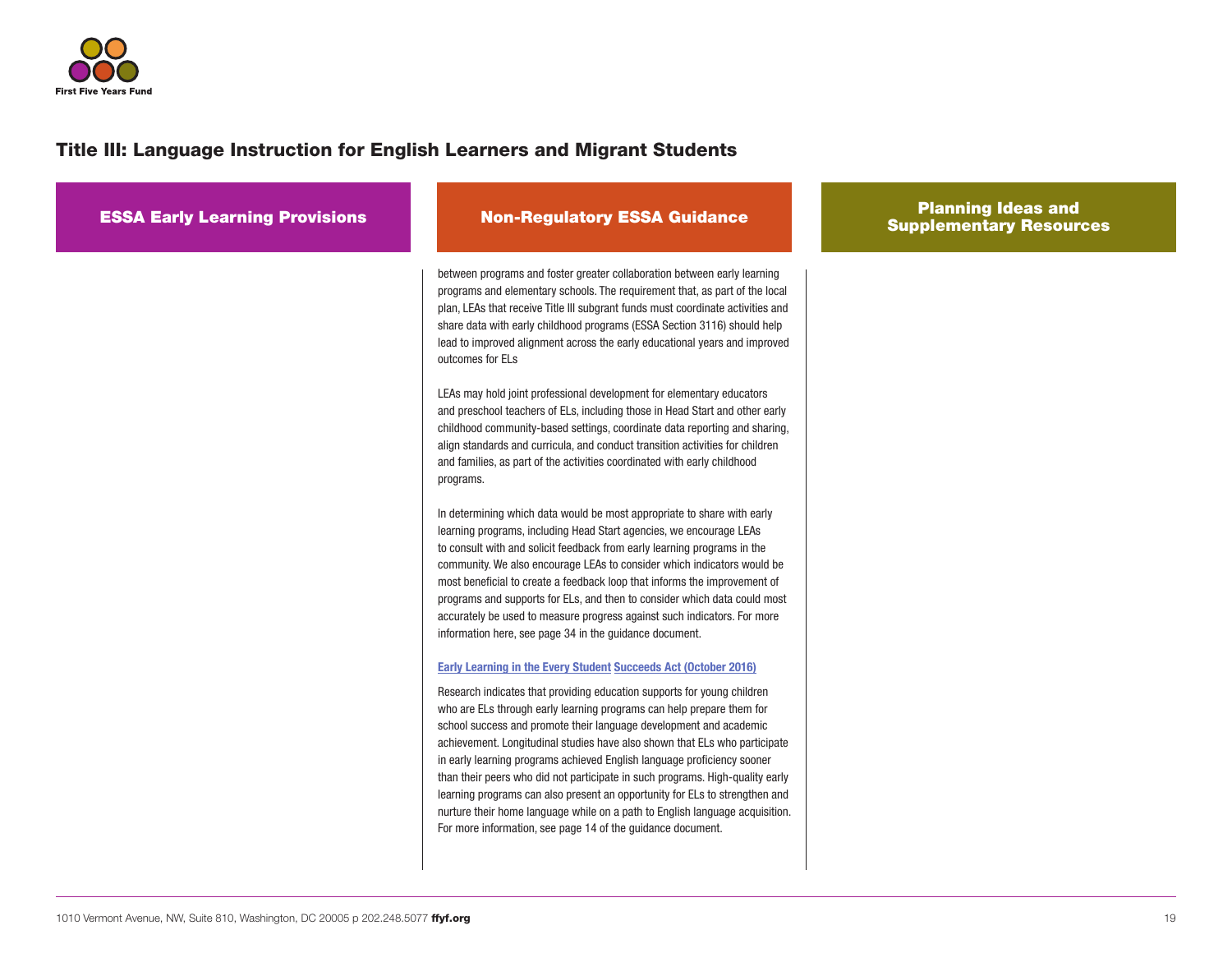## Title III: Language Instruction for English Learners and Migrant Students

| ESSA Early Learning Provisions | Non-Regulatory ESSA Guidance | Planning Ideas and Supplementary Resources |
|---|---|---|
| | between programs and foster greater collaboration between early learning programs and elementary schools. The requirement that, as part of the local plan, LEAs that receive Title III subgrant funds must coordinate activities and share data with early childhood programs (ESSA Section 3116) should help lead to improved alignment across the early educational years and improved outcomes for ELs<br><br>LEAs may hold joint professional development for elementary educators and preschool teachers of ELs, including those in Head Start and other early childhood community-based settings, coordinate data reporting and sharing, align standards and curricula, and conduct transition activities for children and families, as part of the activities coordinated with early childhood programs.<br><br>In determining which data would be most appropriate to share with early learning programs, including Head Start agencies, we encourage LEAs to consult with and solicit feedback from early learning programs in the community. We also encourage LEAs to consider which indicators would be most beneficial to create a feedback loop that informs the improvement of programs and supports for ELs, and then to consider which data could most accurately be used to measure progress against such indicators. For more information here, see page 34 in the guidance document.<br><br>**Early Learning in the Every Student Succeeds Act (October 2016)**<br><br>Research indicates that providing education supports for young children who are ELs through early learning programs can help prepare them for school success and promote their language development and academic achievement. Longitudinal studies have also shown that ELs who participate in early learning programs achieved English language proficiency sooner than their peers who did not participate in such programs. High-quality early learning programs can also present an opportunity for ELs to strengthen and nurture their home language while on a path to English language acquisition. For more information, see page 14 of the guidance document. | |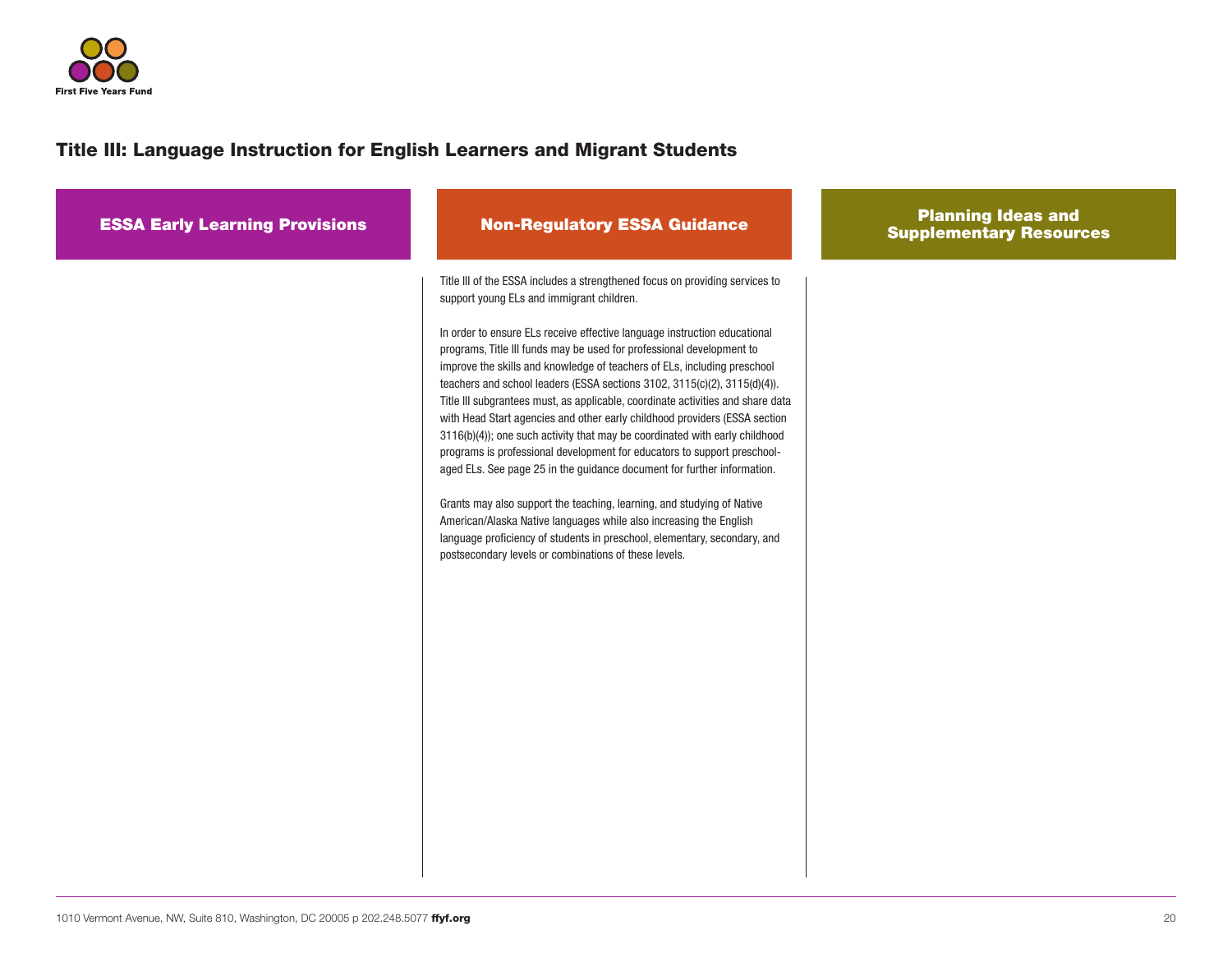## Title III: Language Instruction for English Learners and Migrant Students

| ESSA Early Learning Provisions | Non-Regulatory ESSA Guidance | Planning Ideas and Supplementary Resources |
|---|---|---|
| | Title III of the ESSA includes a strengthened focus on providing services to support young ELs and immigrant children.<br><br>In order to ensure ELs receive effective language instruction educational programs, Title III funds may be used for professional development to improve the skills and knowledge of teachers of ELs, including preschool teachers and school leaders (ESSA sections 3102, 3115(c)(2), 3115(d)(4)). Title III subgrantees must, as applicable, coordinate activities and share data with Head Start agencies and other early childhood providers (ESSA section 3116(b)(4)); one such activity that may be coordinated with early childhood programs is professional development for educators to support preschool-aged ELs. See page 25 in the guidance document for further information.<br><br>Grants may also support the teaching, learning, and studying of Native American/Alaska Native languages while also increasing the English language proficiency of students in preschool, elementary, secondary, and postsecondary levels or combinations of these levels. | |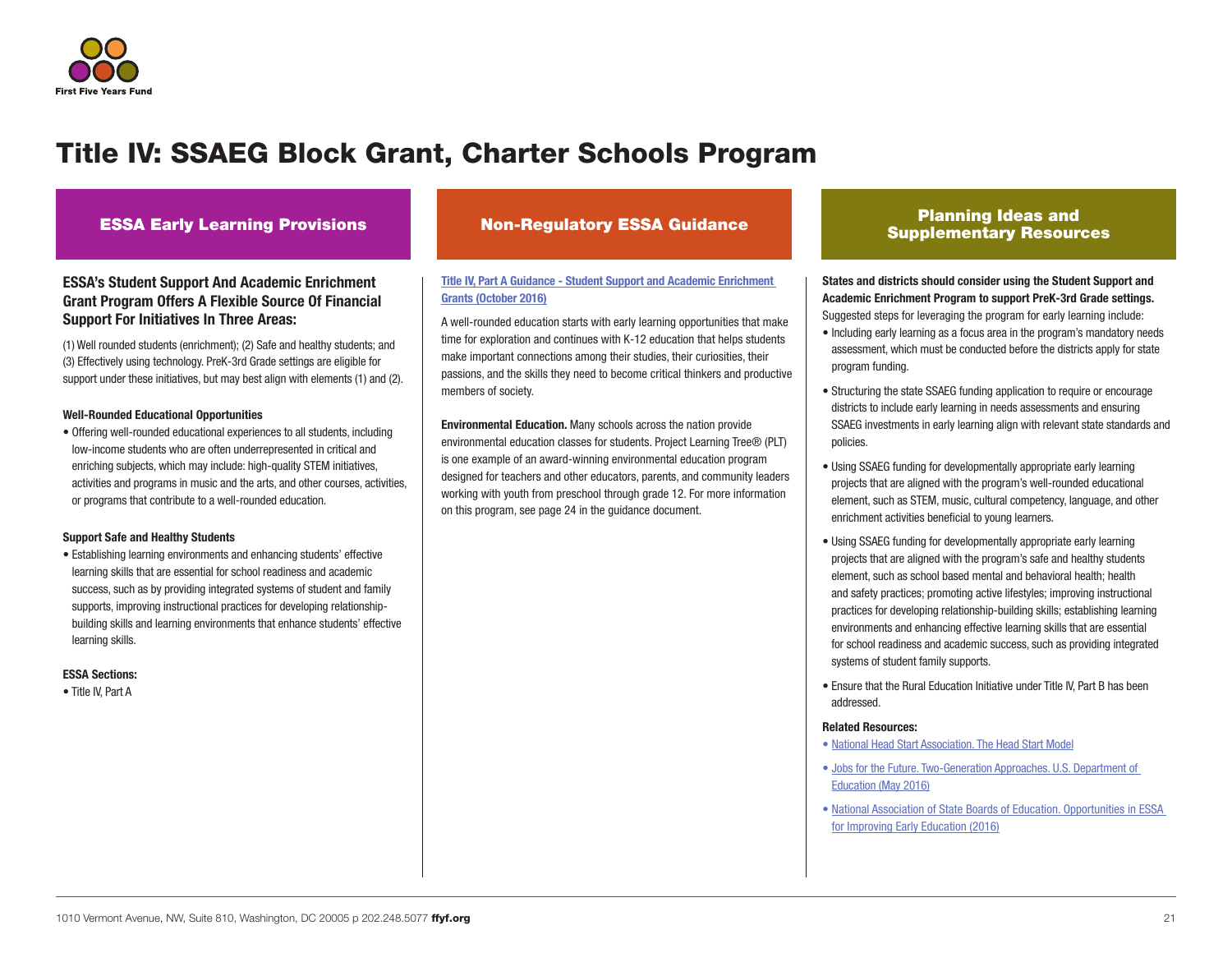# Title IV: SSAEG Block Grant, Charter Schools Program

## ESSA Early Learning Provisions

### ESSA's Student Support And Academic Enrichment Grant Program Offers A Flexible Source Of Financial Support For Initiatives In Three Areas:

(1) Well rounded students (enrichment); (2) Safe and healthy students; and (3) Effectively using technology. PreK-3rd Grade settings are eligible for support under these initiatives, but may best align with elements (1) and (2).

**Well-Rounded Educational Opportunities**

- Offering well-rounded educational experiences to all students, including low-income students who are often underrepresented in critical and enriching subjects, which may include: high-quality STEM initiatives, activities and programs in music and the arts, and other courses, activities, or programs that contribute to a well-rounded education.

**Support Safe and Healthy Students**

- Establishing learning environments and enhancing students' effective learning skills that are essential for school readiness and academic success, such as by providing integrated systems of student and family supports, improving instructional practices for developing relationship-building skills and learning environments that enhance students' effective learning skills.

**ESSA Sections:**

- Title IV, Part A

## Non-Regulatory ESSA Guidance

Title IV, Part A Guidance - Student Support and Academic Enrichment Grants (October 2016)

A well-rounded education starts with early learning opportunities that make time for exploration and continues with K-12 education that helps students make important connections among their studies, their curiosities, their passions, and the skills they need to become critical thinkers and productive members of society.

**Environmental Education.** Many schools across the nation provide environmental education classes for students. Project Learning Tree® (PLT) is one example of an award-winning environmental education program designed for teachers and other educators, parents, and community leaders working with youth from preschool through grade 12. For more information on this program, see page 24 in the guidance document.

## Planning Ideas and Supplementary Resources

**States and districts should consider using the Student Support and Academic Enrichment Program to support PreK-3rd Grade settings.** Suggested steps for leveraging the program for early learning include:

- Including early learning as a focus area in the program's mandatory needs assessment, which must be conducted before the districts apply for state program funding.
- Structuring the state SSAEG funding application to require or encourage districts to include early learning in needs assessments and ensuring SSAEG investments in early learning align with relevant state standards and policies.
- Using SSAEG funding for developmentally appropriate early learning projects that are aligned with the program's well-rounded educational element, such as STEM, music, cultural competency, language, and other enrichment activities beneficial to young learners.
- Using SSAEG funding for developmentally appropriate early learning projects that are aligned with the program's safe and healthy students element, such as school based mental and behavioral health; health and safety practices; promoting active lifestyles; improving instructional practices for developing relationship-building skills; establishing learning environments and enhancing effective learning skills that are essential for school readiness and academic success, such as providing integrated systems of student family supports.
- Ensure that the Rural Education Initiative under Title IV, Part B has been addressed.

**Related Resources:**

- National Head Start Association. The Head Start Model
- Jobs for the Future. Two-Generation Approaches. U.S. Department of Education (May 2016)
- National Association of State Boards of Education. Opportunities in ESSA for Improving Early Education (2016)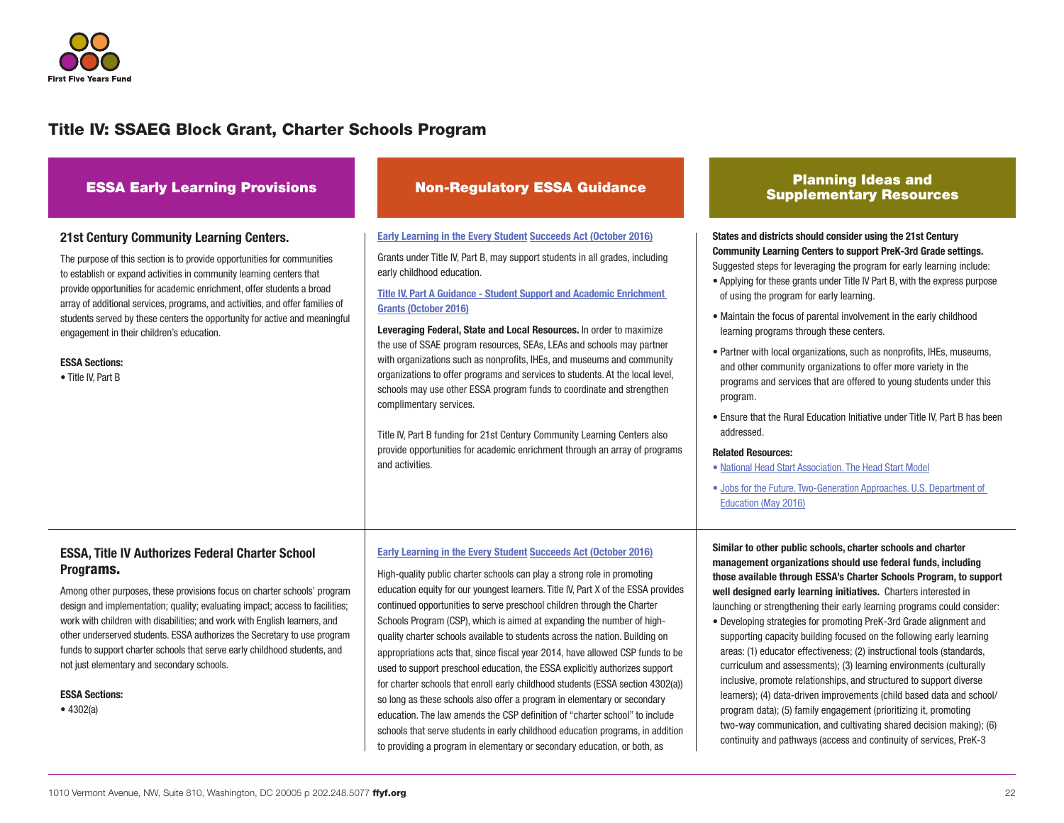## Title IV: SSAEG Block Grant, Charter Schools Program

| ESSA Early Learning Provisions | Non-Regulatory ESSA Guidance | Planning Ideas and Supplementary Resources |
|---|---|---|
| **21st Century Community Learning Centers.**<br><br>The purpose of this section is to provide opportunities for communities to establish or expand activities in community learning centers that provide opportunities for academic enrichment, offer students a broad array of additional services, programs, and activities, and offer families of students served by these centers the opportunity for active and meaningful engagement in their children's education.<br><br>**ESSA Sections:**<br>• Title IV, Part B | Early Learning in the Every Student Succeeds Act (October 2016)<br><br>Grants under Title IV, Part B, may support students in all grades, including early childhood education.<br><br>Title IV, Part A Guidance - Student Support and Academic Enrichment Grants (October 2016)<br><br>**Leveraging Federal, State and Local Resources.** In order to maximize the use of SSAE program resources, SEAs, LEAs and schools may partner with organizations such as nonprofits, IHEs, and museums and community organizations to offer programs and services to students. At the local level, schools may use other ESSA program funds to coordinate and strengthen complimentary services.<br><br>Title IV, Part B funding for 21st Century Community Learning Centers also provide opportunities for academic enrichment through an array of programs and activities. | **States and districts should consider using the 21st Century Community Learning Centers to support PreK-3rd Grade settings.** Suggested steps for leveraging the program for early learning include:<br>• Applying for these grants under Title IV Part B, with the express purpose of using the program for early learning.<br>• Maintain the focus of parental involvement in the early childhood learning programs through these centers.<br>• Partner with local organizations, such as nonprofits, IHEs, museums, and other community organizations to offer more variety in the programs and services that are offered to young students under this program.<br>• Ensure that the Rural Education Initiative under Title IV, Part B has been addressed.<br><br>**Related Resources:**<br>• National Head Start Association. The Head Start Model<br>• Jobs for the Future. Two-Generation Approaches. U.S. Department of Education (May 2016) |
| **ESSA, Title IV Authorizes Federal Charter School Programs.**<br><br>Among other purposes, these provisions focus on charter schools' program design and implementation; quality; evaluating impact; access to facilities; work with children with disabilities; and work with English learners, and other underserved students. ESSA authorizes the Secretary to use program funds to support charter schools that serve early childhood students, and not just elementary and secondary schools.<br><br>**ESSA Sections:**<br>• 4302(a) | Early Learning in the Every Student Succeeds Act (October 2016)<br><br>High-quality public charter schools can play a strong role in promoting education equity for our youngest learners. Title IV, Part X of the ESSA provides continued opportunities to serve preschool children through the Charter Schools Program (CSP), which is aimed at expanding the number of high-quality charter schools available to students across the nation. Building on appropriations acts that, since fiscal year 2014, have allowed CSP funds to be used to support preschool education, the ESSA explicitly authorizes support for charter schools that enroll early childhood students (ESSA section 4302(a)) so long as these schools also offer a program in elementary or secondary education. The law amends the CSP definition of "charter school" to include schools that serve students in early childhood education programs, in addition to providing a program in elementary or secondary education, or both, as | **Similar to other public schools, charter schools and charter management organizations should use federal funds, including those available through ESSA's Charter Schools Program, to support well designed early learning initiatives.** Charters interested in launching or strengthening their early learning programs could consider:<br>• Developing strategies for promoting PreK-3rd Grade alignment and supporting capacity building focused on the following early learning areas: (1) educator effectiveness; (2) instructional tools (standards, curriculum and assessments); (3) learning environments (culturally inclusive, promote relationships, and structured to support diverse learners); (4) data-driven improvements (child based data and school/program data); (5) family engagement (prioritizing it, promoting two-way communication, and cultivating shared decision making); (6) continuity and pathways (access and continuity of services, PreK-3 |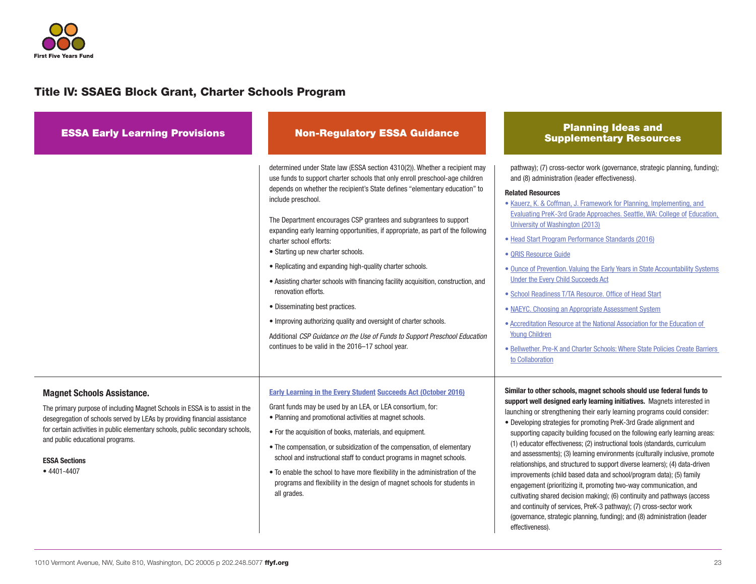## Title IV: SSAEG Block Grant, Charter Schools Program

| ESSA Early Learning Provisions | Non-Regulatory ESSA Guidance | Planning Ideas and Supplementary Resources |
|---|---|---|
| | determined under State law (ESSA section 4310(2)). Whether a recipient may use funds to support charter schools that only enroll preschool-age children depends on whether the recipient's State defines "elementary education" to include preschool.<br><br>The Department encourages CSP grantees and subgrantees to support expanding early learning opportunities, if appropriate, as part of the following charter school efforts:<br>• Starting up new charter schools.<br>• Replicating and expanding high-quality charter schools.<br>• Assisting charter schools with financing facility acquisition, construction, and renovation efforts.<br>• Disseminating best practices.<br>• Improving authorizing quality and oversight of charter schools.<br><br>Additional *CSP Guidance on the Use of Funds to Support Preschool Education* continues to be valid in the 2016–17 school year. | pathway); (7) cross-sector work (governance, strategic planning, funding); and (8) administration (leader effectiveness).<br><br>**Related Resources**<br>• Kauerz, K. & Coffman, J. Framework for Planning, Implementing, and Evaluating PreK-3rd Grade Approaches. Seattle, WA: College of Education, University of Washington (2013)<br>• Head Start Program Performance Standards (2016)<br>• QRIS Resource Guide<br>• Ounce of Prevention. Valuing the Early Years in State Accountability Systems Under the Every Child Succeeds Act<br>• School Readiness T/TA Resource. Office of Head Start<br>• NAEYC. Choosing an Appropriate Assessment System<br>• Accreditation Resource at the National Association for the Education of Young Children<br>• Bellwether. Pre-K and Charter Schools: Where State Policies Create Barriers to Collaboration |
| **Magnet Schools Assistance.**<br><br>The primary purpose of including Magnet Schools in ESSA is to assist in the desegregation of schools served by LEAs by providing financial assistance for certain activities in public elementary schools, public secondary schools, and public educational programs.<br><br>**ESSA Sections**<br>• 4401-4407 | **Early Learning in the Every Student Succeeds Act (October 2016)**<br><br>Grant funds may be used by an LEA, or LEA consortium, for:<br>• Planning and promotional activities at magnet schools.<br>• For the acquisition of books, materials, and equipment.<br>• The compensation, or subsidization of the compensation, of elementary school and instructional staff to conduct programs in magnet schools.<br>• To enable the school to have more flexibility in the administration of the programs and flexibility in the design of magnet schools for students in all grades. | **Similar to other schools, magnet schools should use federal funds to support well designed early learning initiatives.** Magnets interested in launching or strengthening their early learning programs could consider:<br>• Developing strategies for promoting PreK-3rd Grade alignment and supporting capacity building focused on the following early learning areas: (1) educator effectiveness; (2) instructional tools (standards, curriculum and assessments); (3) learning environments (culturally inclusive, promote relationships, and structured to support diverse learners); (4) data-driven improvements (child based data and school/program data); (5) family engagement (prioritizing it, promoting two-way communication, and cultivating shared decision making); (6) continuity and pathways (access and continuity of services, PreK-3 pathway); (7) cross-sector work (governance, strategic planning, funding); and (8) administration (leader effectiveness). |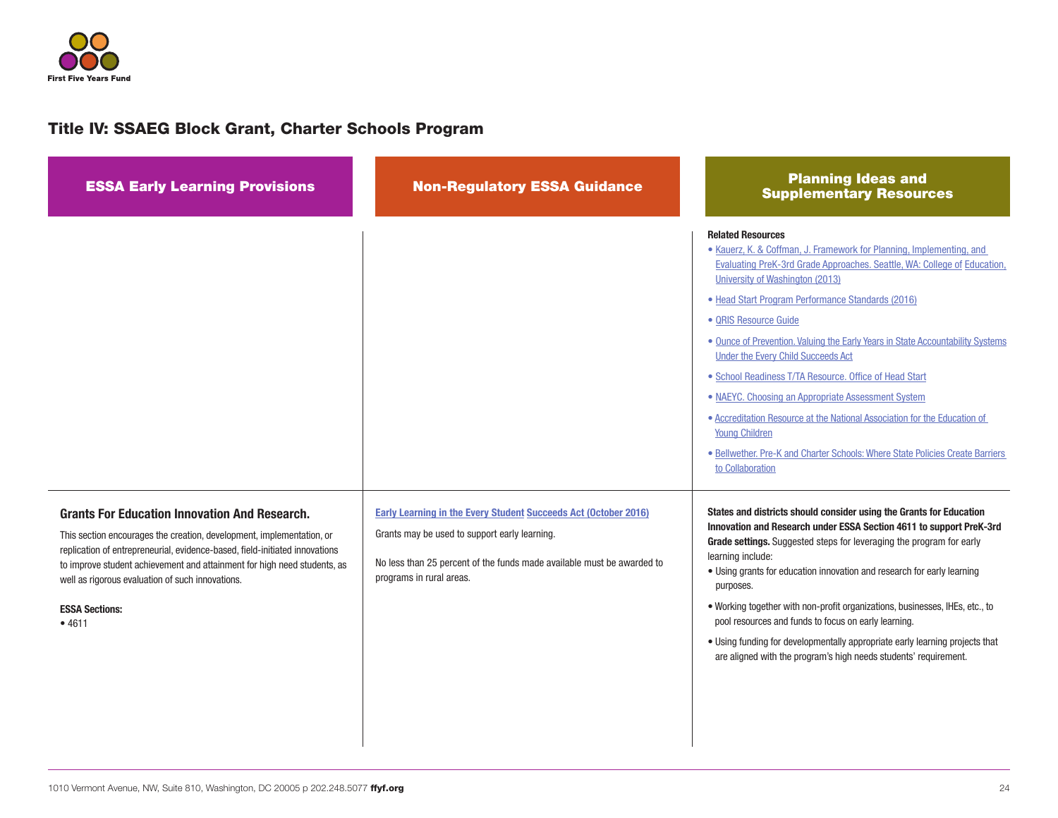## Title IV: SSAEG Block Grant, Charter Schools Program

| ESSA Early Learning Provisions | Non-Regulatory ESSA Guidance | Planning Ideas and Supplementary Resources |
|---|---|---|
| | | **Related Resources**<br>• Kauerz, K. & Coffman, J. Framework for Planning, Implementing, and Evaluating PreK-3rd Grade Approaches. Seattle, WA: College of Education, University of Washington (2013)<br>• Head Start Program Performance Standards (2016)<br>• QRIS Resource Guide<br>• Ounce of Prevention. Valuing the Early Years in State Accountability Systems Under the Every Child Succeeds Act<br>• School Readiness T/TA Resource. Office of Head Start<br>• NAEYC. Choosing an Appropriate Assessment System<br>• Accreditation Resource at the National Association for the Education of Young Children<br>• Bellwether. Pre-K and Charter Schools: Where State Policies Create Barriers to Collaboration |
| **Grants For Education Innovation And Research.**<br>This section encourages the creation, development, implementation, or replication of entrepreneurial, evidence-based, field-initiated innovations to improve student achievement and attainment for high need students, as well as rigorous evaluation of such innovations.<br><br>**ESSA Sections:**<br>• 4611 | Early Learning in the Every Student Succeeds Act (October 2016)<br>Grants may be used to support early learning.<br><br>No less than 25 percent of the funds made available must be awarded to programs in rural areas. | **States and districts should consider using the Grants for Education Innovation and Research under ESSA Section 4611 to support PreK-3rd Grade settings.** Suggested steps for leveraging the program for early learning include:<br>• Using grants for education innovation and research for early learning purposes.<br>• Working together with non-profit organizations, businesses, IHEs, etc., to pool resources and funds to focus on early learning.<br>• Using funding for developmentally appropriate early learning projects that are aligned with the program's high needs students' requirement. |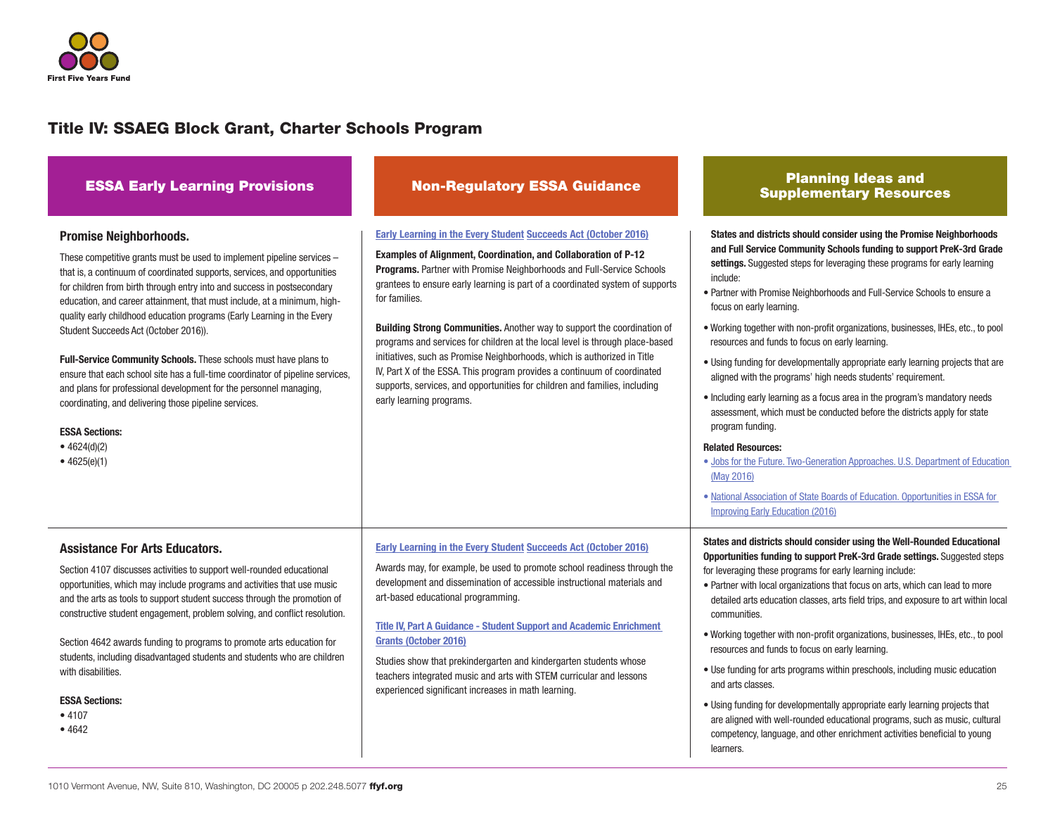## Title IV: SSAEG Block Grant, Charter Schools Program

| ESSA Early Learning Provisions | Non-Regulatory ESSA Guidance | Planning Ideas and Supplementary Resources |
|---|---|---|
| **Promise Neighborhoods.**<br><br>These competitive grants must be used to implement pipeline services – that is, a continuum of coordinated supports, services, and opportunities for children from birth through entry into and success in postsecondary education, and career attainment, that must include, at a minimum, high-quality early childhood education programs (Early Learning in the Every Student Succeeds Act (October 2016)).<br><br>**Full-Service Community Schools.** These schools must have plans to ensure that each school site has a full-time coordinator of pipeline services, and plans for professional development for the personnel managing, coordinating, and delivering those pipeline services.<br><br>**ESSA Sections:**<br>• 4624(d)(2)<br>• 4625(e)(1) | Early Learning in the Every Student Succeeds Act (October 2016)<br><br>**Examples of Alignment, Coordination, and Collaboration of P-12 Programs.** Partner with Promise Neighborhoods and Full-Service Schools grantees to ensure early learning is part of a coordinated system of supports for families.<br><br>**Building Strong Communities.** Another way to support the coordination of programs and services for children at the local level is through place-based initiatives, such as Promise Neighborhoods, which is authorized in Title IV, Part X of the ESSA. This program provides a continuum of coordinated supports, services, and opportunities for children and families, including early learning programs. | **States and districts should consider using the Promise Neighborhoods and Full Service Community Schools funding to support PreK-3rd Grade settings.** Suggested steps for leveraging these programs for early learning include:<br>• Partner with Promise Neighborhoods and Full-Service Schools to ensure a focus on early learning.<br>• Working together with non-profit organizations, businesses, IHEs, etc., to pool resources and funds to focus on early learning.<br>• Using funding for developmentally appropriate early learning projects that are aligned with the programs' high needs students' requirement.<br>• Including early learning as a focus area in the program's mandatory needs assessment, which must be conducted before the districts apply for state program funding.<br><br>**Related Resources:**<br>• Jobs for the Future. Two-Generation Approaches. U.S. Department of Education (May 2016)<br>• National Association of State Boards of Education. Opportunities in ESSA for Improving Early Education (2016) |
| **Assistance For Arts Educators.**<br><br>Section 4107 discusses activities to support well-rounded educational opportunities, which may include programs and activities that use music and the arts as tools to support student success through the promotion of constructive student engagement, problem solving, and conflict resolution.<br><br>Section 4642 awards funding to programs to promote arts education for students, including disadvantaged students and students who are children with disabilities.<br><br>**ESSA Sections:**<br>• 4107<br>• 4642 | Early Learning in the Every Student Succeeds Act (October 2016)<br><br>Awards may, for example, be used to promote school readiness through the development and dissemination of accessible instructional materials and art-based educational programming.<br><br>Title IV, Part A Guidance - Student Support and Academic Enrichment Grants (October 2016)<br><br>Studies show that prekindergarten and kindergarten students whose teachers integrated music and arts with STEM curricular and lessons experienced significant increases in math learning. | **States and districts should consider using the Well-Rounded Educational Opportunities funding to support PreK-3rd Grade settings.** Suggested steps for leveraging these programs for early learning include:<br>• Partner with local organizations that focus on arts, which can lead to more detailed arts education classes, arts field trips, and exposure to art within local communities.<br>• Working together with non-profit organizations, businesses, IHEs, etc., to pool resources and funds to focus on early learning.<br>• Use funding for arts programs within preschools, including music education and arts classes.<br>• Using funding for developmentally appropriate early learning projects that are aligned with well-rounded educational programs, such as music, cultural competency, language, and other enrichment activities beneficial to young learners. |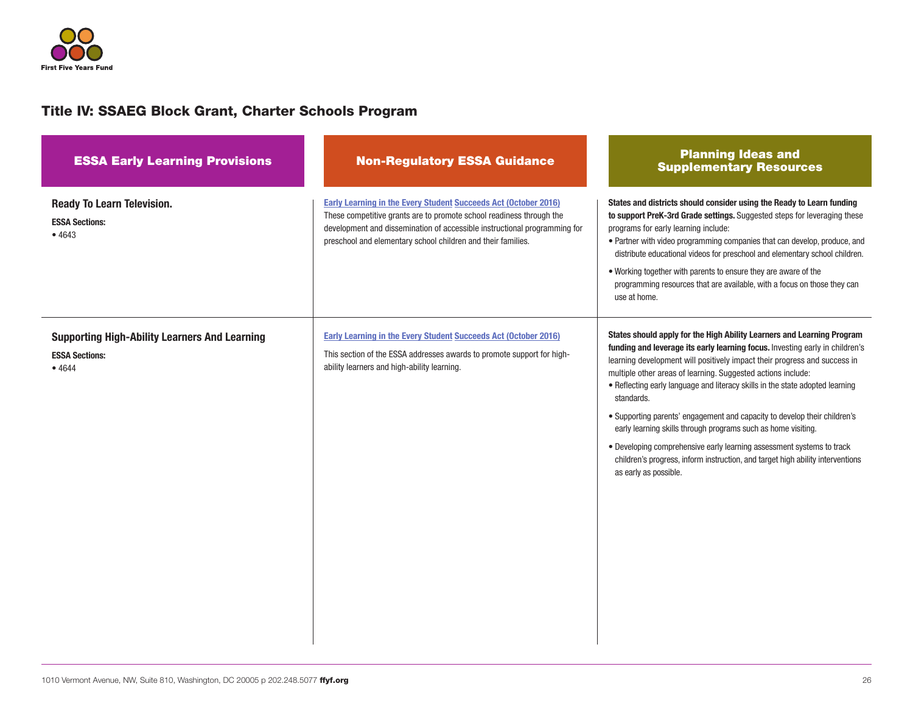## Title IV: SSAEG Block Grant, Charter Schools Program

| ESSA Early Learning Provisions | Non-Regulatory ESSA Guidance | Planning Ideas and Supplementary Resources |
|---|---|---|
| **Ready To Learn Television.**<br><br>**ESSA Sections:**<br>• 4643 | Early Learning in the Every Student Succeeds Act (October 2016)<br>These competitive grants are to promote school readiness through the development and dissemination of accessible instructional programming for preschool and elementary school children and their families. | **States and districts should consider using the Ready to Learn funding to support PreK-3rd Grade settings.** Suggested steps for leveraging these programs for early learning include:<br>• Partner with video programming companies that can develop, produce, and distribute educational videos for preschool and elementary school children.<br>• Working together with parents to ensure they are aware of the programming resources that are available, with a focus on those they can use at home. |
| **Supporting High-Ability Learners And Learning**<br><br>**ESSA Sections:**<br>• 4644 | Early Learning in the Every Student Succeeds Act (October 2016)<br><br>This section of the ESSA addresses awards to promote support for high-ability learners and high-ability learning. | **States should apply for the High Ability Learners and Learning Program funding and leverage its early learning focus.** Investing early in children's learning development will positively impact their progress and success in multiple other areas of learning. Suggested actions include:<br>• Reflecting early language and literacy skills in the state adopted learning standards.<br>• Supporting parents' engagement and capacity to develop their children's early learning skills through programs such as home visiting.<br>• Developing comprehensive early learning assessment systems to track children's progress, inform instruction, and target high ability interventions as early as possible. |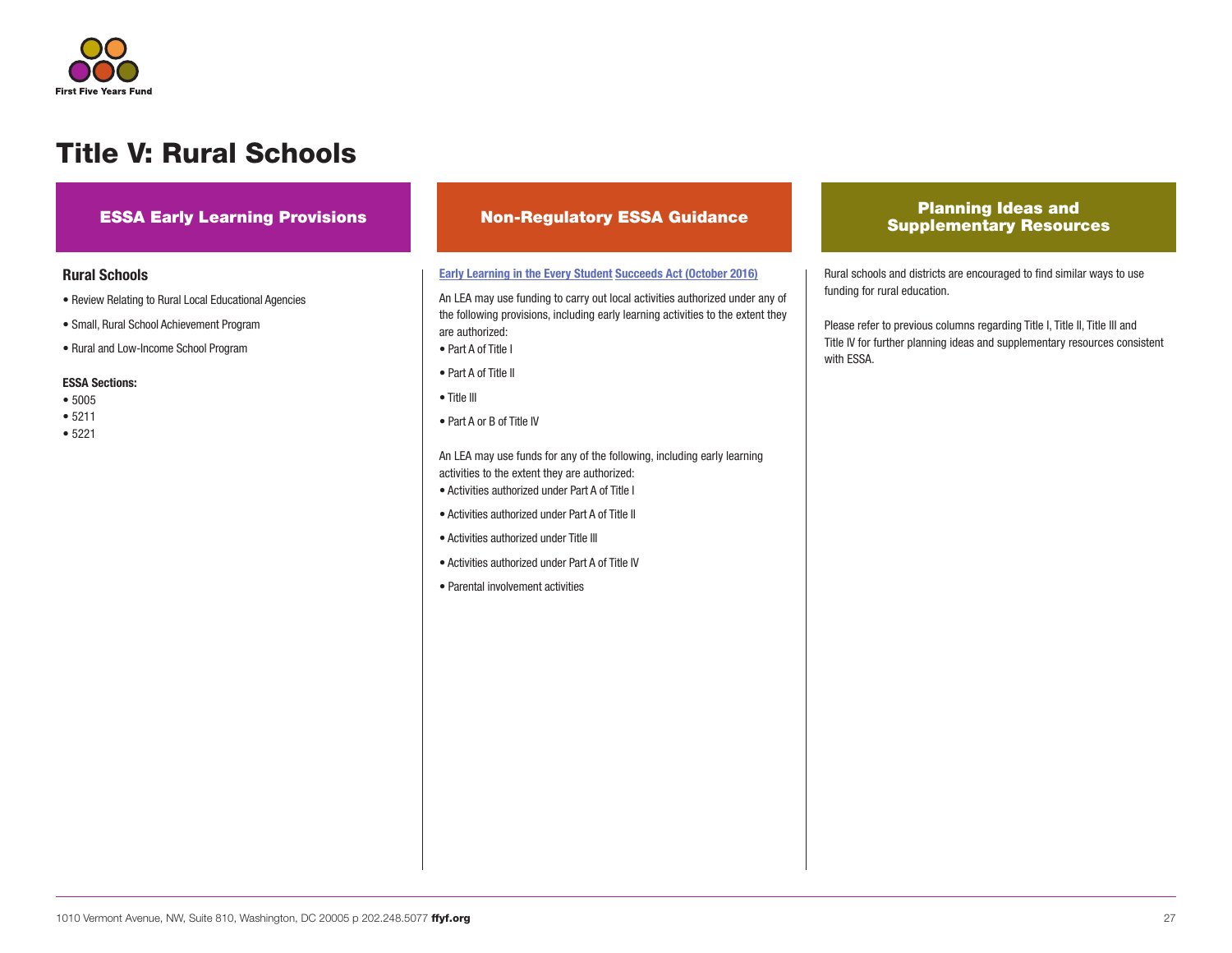# Title V: Rural Schools

## ESSA Early Learning Provisions

### Rural Schools

- Review Relating to Rural Local Educational Agencies
- Small, Rural School Achievement Program
- Rural and Low-Income School Program

**ESSA Sections:**

- 5005
- 5211
- 5221

## Non-Regulatory ESSA Guidance

**Early Learning in the Every Student Succeeds Act (October 2016)**

An LEA may use funding to carry out local activities authorized under any of the following provisions, including early learning activities to the extent they are authorized:

- Part A of Title I
- Part A of Title II
- Title III
- Part A or B of Title IV

An LEA may use funds for any of the following, including early learning activities to the extent they are authorized:

- Activities authorized under Part A of Title I
- Activities authorized under Part A of Title II
- Activities authorized under Title III
- Activities authorized under Part A of Title IV
- Parental involvement activities

## Planning Ideas and Supplementary Resources

Rural schools and districts are encouraged to find similar ways to use funding for rural education.

Please refer to previous columns regarding Title I, Title II, Title III and Title IV for further planning ideas and supplementary resources consistent with ESSA.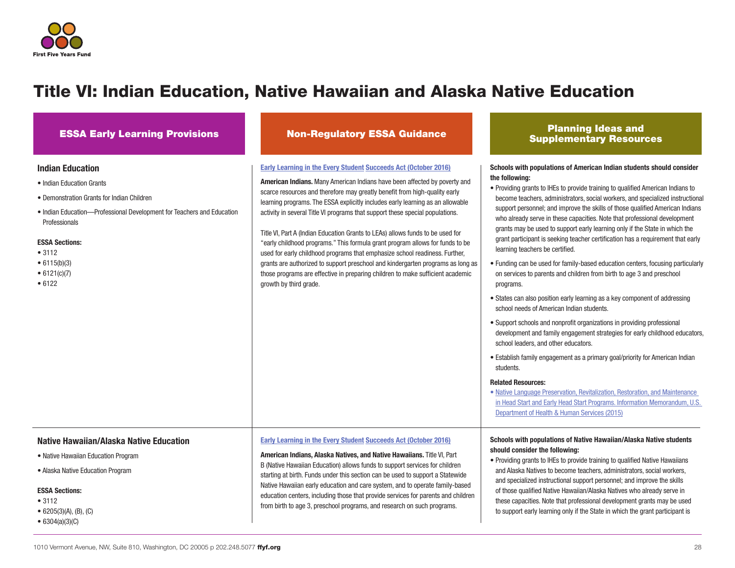# Title VI: Indian Education, Native Hawaiian and Alaska Native Education

| ESSA Early Learning Provisions | Non-Regulatory ESSA Guidance | Planning Ideas and Supplementary Resources |
|---|---|---|
| **Indian Education**<br><br>• Indian Education Grants<br>• Demonstration Grants for Indian Children<br>• Indian Education—Professional Development for Teachers and Education Professionals<br><br>**ESSA Sections:**<br>• 3112<br>• 6115(b)(3)<br>• 6121(c)(7)<br>• 6122 | Early Learning in the Every Student Succeeds Act (October 2016)<br><br>**American Indians.** Many American Indians have been affected by poverty and scarce resources and therefore may greatly benefit from high-quality early learning programs. The ESSA explicitly includes early learning as an allowable activity in several Title VI programs that support these special populations.<br><br>Title VI, Part A (Indian Education Grants to LEAs) allows funds to be used for "early childhood programs." This formula grant program allows for funds to be used for early childhood programs that emphasize school readiness. Further, grants are authorized to support preschool and kindergarten programs as long as those programs are effective in preparing children to make sufficient academic growth by third grade. | **Schools with populations of American Indian students should consider the following:**<br><br>• Providing grants to IHEs to provide training to qualified American Indians to become teachers, administrators, social workers, and specialized instructional support personnel; and improve the skills of those qualified American Indians who already serve in these capacities. Note that professional development grants may be used to support early learning only if the State in which the grant participant is seeking teacher certification has a requirement that early learning teachers be certified.<br>• Funding can be used for family-based education centers, focusing particularly on services to parents and children from birth to age 3 and preschool programs.<br>• States can also position early learning as a key component of addressing school needs of American Indian students.<br>• Support schools and nonprofit organizations in providing professional development and family engagement strategies for early childhood educators, school leaders, and other educators.<br>• Establish family engagement as a primary goal/priority for American Indian students.<br><br>**Related Resources:**<br>• Native Language Preservation, Revitalization, Restoration, and Maintenance in Head Start and Early Head Start Programs. Information Memorandum, U.S. Department of Health & Human Services (2015) |
| **Native Hawaiian/Alaska Native Education**<br><br>• Native Hawaiian Education Program<br>• Alaska Native Education Program<br><br>**ESSA Sections:**<br>• 3112<br>• 6205(3)(A), (B), (C)<br>• 6304(a)(3)(C) | Early Learning in the Every Student Succeeds Act (October 2016)<br><br>**American Indians, Alaska Natives, and Native Hawaiians.** Title VI, Part B (Native Hawaiian Education) allows funds to support services for children starting at birth. Funds under this section can be used to support a Statewide Native Hawaiian early education and care system, and to operate family-based education centers, including those that provide services for parents and children from birth to age 3, preschool programs, and research on such programs. | **Schools with populations of Native Hawaiian/Alaska Native students should consider the following:**<br><br>• Providing grants to IHEs to provide training to qualified Native Hawaiians and Alaska Natives to become teachers, administrators, social workers, and specialized instructional support personnel; and improve the skills of those qualified Native Hawaiian/Alaska Natives who already serve in these capacities. Note that professional development grants may be used to support early learning only if the State in which the grant participant is |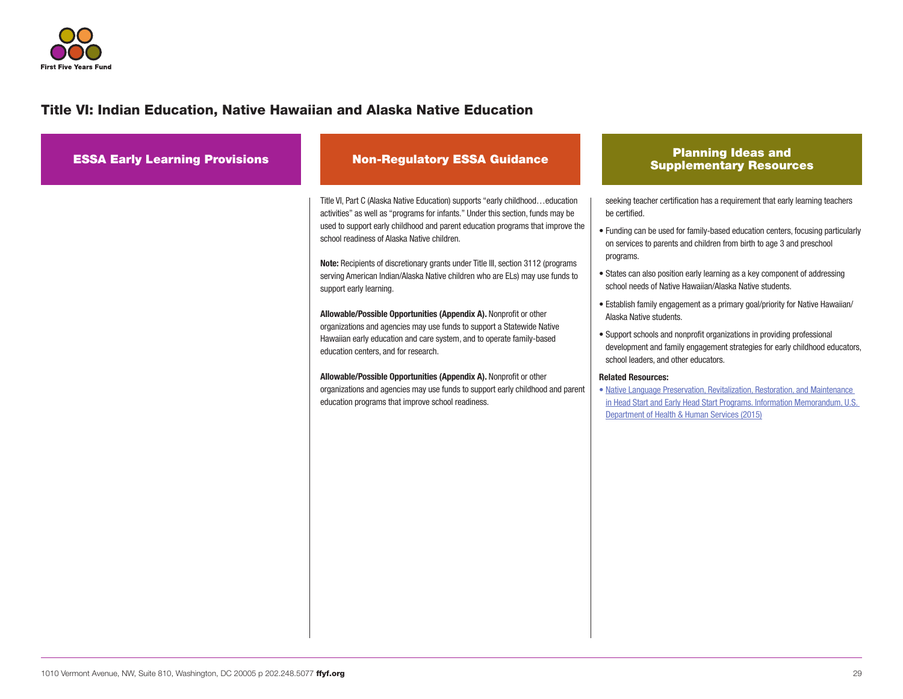## Title VI: Indian Education, Native Hawaiian and Alaska Native Education

### ESSA Early Learning Provisions

### Non-Regulatory ESSA Guidance

Title VI, Part C (Alaska Native Education) supports "early childhood…education activities" as well as "programs for infants." Under this section, funds may be used to support early childhood and parent education programs that improve the school readiness of Alaska Native children.

**Note:** Recipients of discretionary grants under Title III, section 3112 (programs serving American Indian/Alaska Native children who are ELs) may use funds to support early learning.

**Allowable/Possible Opportunities (Appendix A).** Nonprofit or other organizations and agencies may use funds to support a Statewide Native Hawaiian early education and care system, and to operate family-based education centers, and for research.

**Allowable/Possible Opportunities (Appendix A).** Nonprofit or other organizations and agencies may use funds to support early childhood and parent education programs that improve school readiness.

### Planning Ideas and Supplementary Resources

seeking teacher certification has a requirement that early learning teachers be certified.

- Funding can be used for family-based education centers, focusing particularly on services to parents and children from birth to age 3 and preschool programs.
- States can also position early learning as a key component of addressing school needs of Native Hawaiian/Alaska Native students.
- Establish family engagement as a primary goal/priority for Native Hawaiian/Alaska Native students.
- Support schools and nonprofit organizations in providing professional development and family engagement strategies for early childhood educators, school leaders, and other educators.

**Related Resources:**

- Native Language Preservation, Revitalization, Restoration, and Maintenance in Head Start and Early Head Start Programs. Information Memorandum, U.S. Department of Health & Human Services (2015)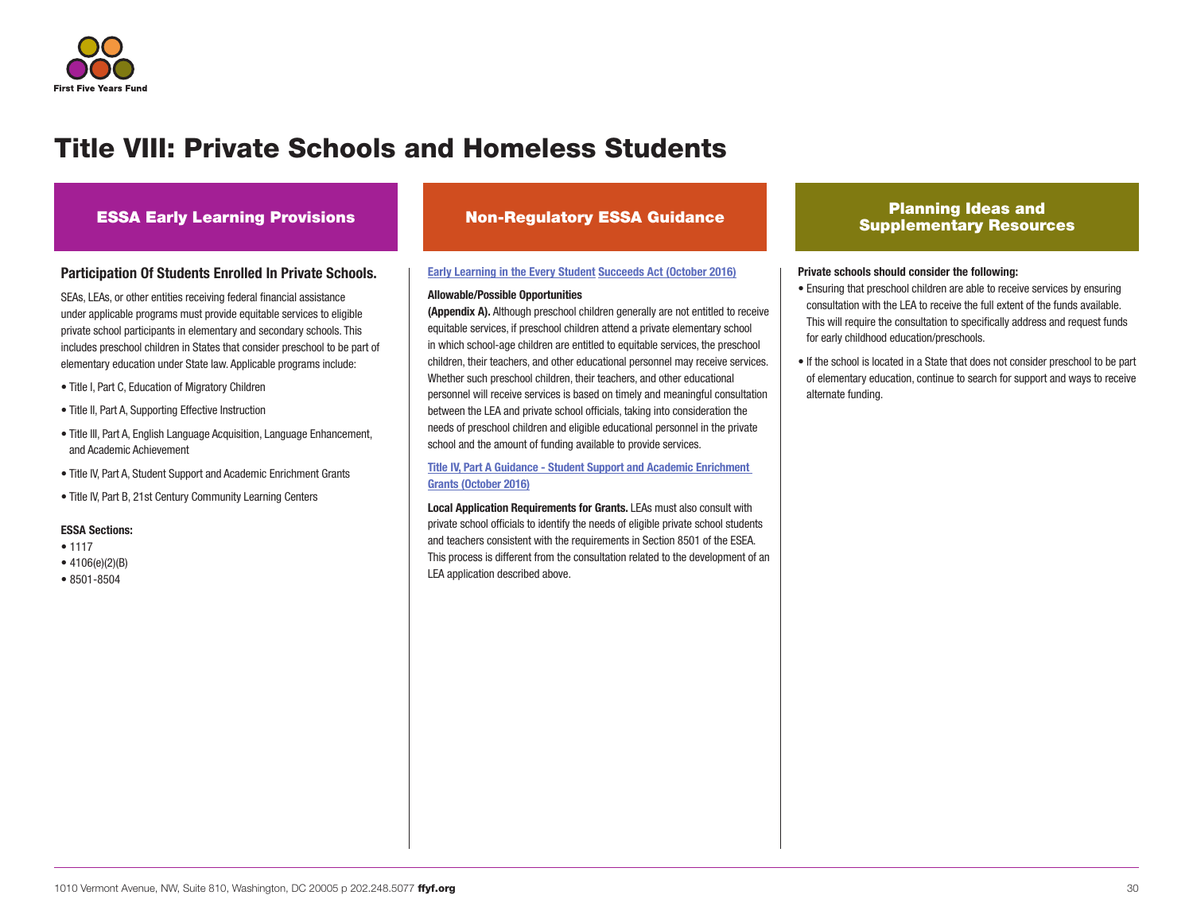# Title VIII: Private Schools and Homeless Students

## ESSA Early Learning Provisions

**Participation Of Students Enrolled In Private Schools.**

SEAs, LEAs, or other entities receiving federal financial assistance under applicable programs must provide equitable services to eligible private school participants in elementary and secondary schools. This includes preschool children in States that consider preschool to be part of elementary education under State law. Applicable programs include:

- Title I, Part C, Education of Migratory Children
- Title II, Part A, Supporting Effective Instruction
- Title III, Part A, English Language Acquisition, Language Enhancement, and Academic Achievement
- Title IV, Part A, Student Support and Academic Enrichment Grants
- Title IV, Part B, 21st Century Community Learning Centers

**ESSA Sections:**

- 1117
- 4106(e)(2)(B)
- 8501-8504

## Non-Regulatory ESSA Guidance

Early Learning in the Every Student Succeeds Act (October 2016)

**Allowable/Possible Opportunities**

**(Appendix A).** Although preschool children generally are not entitled to receive equitable services, if preschool children attend a private elementary school in which school-age children are entitled to equitable services, the preschool children, their teachers, and other educational personnel may receive services. Whether such preschool children, their teachers, and other educational personnel will receive services is based on timely and meaningful consultation between the LEA and private school officials, taking into consideration the needs of preschool children and eligible educational personnel in the private school and the amount of funding available to provide services.

Title IV, Part A Guidance - Student Support and Academic Enrichment Grants (October 2016)

**Local Application Requirements for Grants.** LEAs must also consult with private school officials to identify the needs of eligible private school students and teachers consistent with the requirements in Section 8501 of the ESEA. This process is different from the consultation related to the development of an LEA application described above.

## Planning Ideas and Supplementary Resources

**Private schools should consider the following:**

- Ensuring that preschool children are able to receive services by ensuring consultation with the LEA to receive the full extent of the funds available. This will require the consultation to specifically address and request funds for early childhood education/preschools.
- If the school is located in a State that does not consider preschool to be part of elementary education, continue to search for support and ways to receive alternate funding.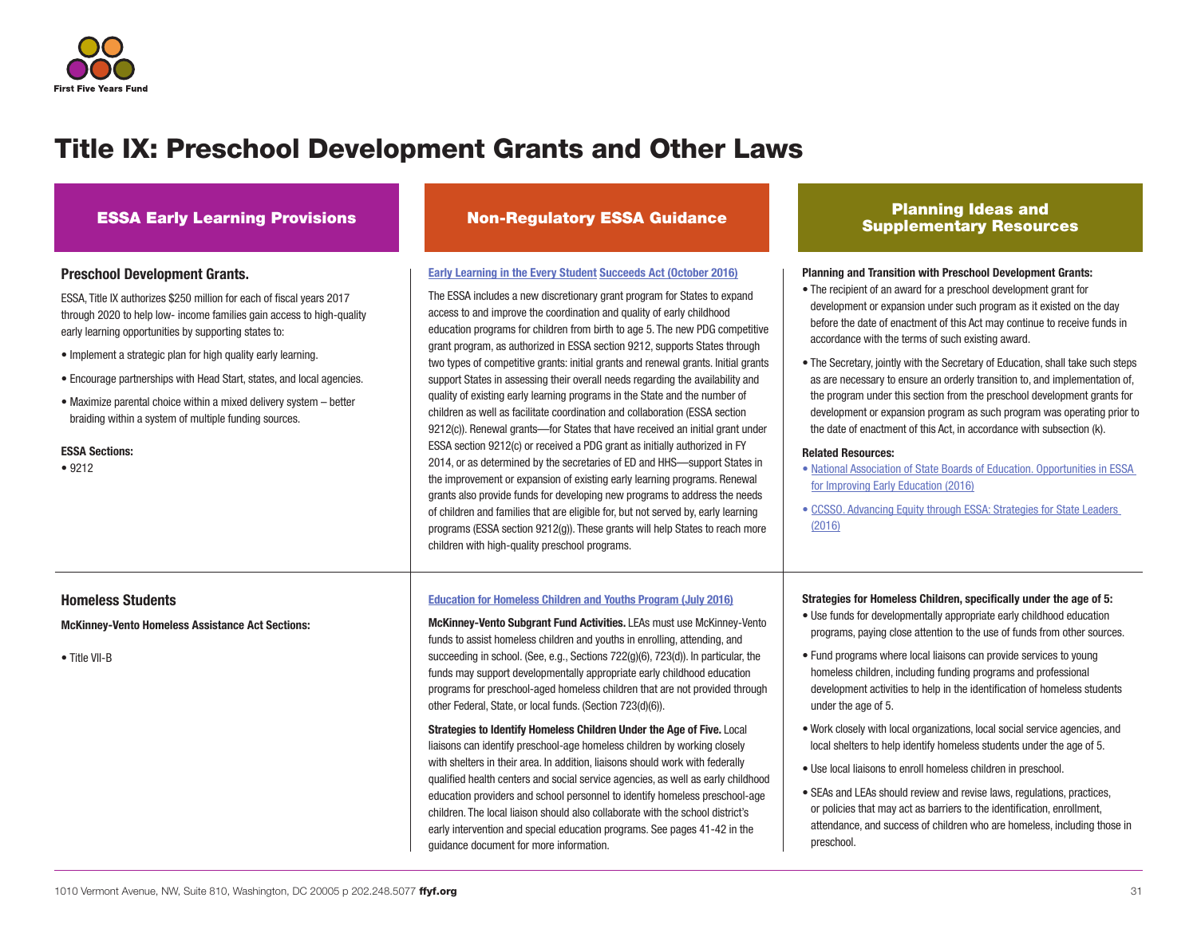# Title IX: Preschool Development Grants and Other Laws

## ESSA Early Learning Provisions

### Preschool Development Grants.

ESSA, Title IX authorizes $250 million for each of fiscal years 2017 through 2020 to help low- income families gain access to high-quality early learning opportunities by supporting states to:

- Implement a strategic plan for high quality early learning.
- Encourage partnerships with Head Start, states, and local agencies.
- Maximize parental choice within a mixed delivery system – better braiding within a system of multiple funding sources.

**ESSA Sections:**

- 9212

## Non-Regulatory ESSA Guidance

[Early Learning in the Every Student Succeeds Act (October 2016)]

The ESSA includes a new discretionary grant program for States to expand access to and improve the coordination and quality of early childhood education programs for children from birth to age 5. The new PDG competitive grant program, as authorized in ESSA section 9212, supports States through two types of competitive grants: initial grants and renewal grants. Initial grants support States in assessing their overall needs regarding the availability and quality of existing early learning programs in the State and the number of children as well as facilitate coordination and collaboration (ESSA section 9212(c)). Renewal grants—for States that have received an initial grant under ESSA section 9212(c) or received a PDG grant as initially authorized in FY 2014, or as determined by the secretaries of ED and HHS—support States in the improvement or expansion of existing early learning programs. Renewal grants also provide funds for developing new programs to address the needs of children and families that are eligible for, but not served by, early learning programs (ESSA section 9212(g)). These grants will help States to reach more children with high-quality preschool programs.

## Planning Ideas and Supplementary Resources

**Planning and Transition with Preschool Development Grants:**

- The recipient of an award for a preschool development grant for development or expansion under such program as it existed on the day before the date of enactment of this Act may continue to receive funds in accordance with the terms of such existing award.
- The Secretary, jointly with the Secretary of Education, shall take such steps as are necessary to ensure an orderly transition to, and implementation of, the program under this section from the preschool development grants for development or expansion program as such program was operating prior to the date of enactment of this Act, in accordance with subsection (k).

**Related Resources:**

- National Association of State Boards of Education. Opportunities in ESSA for Improving Early Education (2016)
- CCSSO. Advancing Equity through ESSA: Strategies for State Leaders (2016)

---

## ESSA Early Learning Provisions

### Homeless Students

**McKinney-Vento Homeless Assistance Act Sections:**

- Title VII-B

## Non-Regulatory ESSA Guidance

[Education for Homeless Children and Youths Program (July 2016)]

**McKinney-Vento Subgrant Fund Activities.** LEAs must use McKinney-Vento funds to assist homeless children and youths in enrolling, attending, and succeeding in school. (See, e.g., Sections 722(g)(6), 723(d)). In particular, the funds may support developmentally appropriate early childhood education programs for preschool-aged homeless children that are not provided through other Federal, State, or local funds. (Section 723(d)(6)).

**Strategies to Identify Homeless Children Under the Age of Five.** Local liaisons can identify preschool-age homeless children by working closely with shelters in their area. In addition, liaisons should work with federally qualified health centers and social service agencies, as well as early childhood education providers and school personnel to identify homeless preschool-age children. The local liaison should also collaborate with the school district's early intervention and special education programs. See pages 41-42 in the guidance document for more information.

## Planning Ideas and Supplementary Resources

**Strategies for Homeless Children, specifically under the age of 5:**

- Use funds for developmentally appropriate early childhood education programs, paying close attention to the use of funds from other sources.
- Fund programs where local liaisons can provide services to young homeless children, including funding programs and professional development activities to help in the identification of homeless students under the age of 5.
- Work closely with local organizations, local social service agencies, and local shelters to help identify homeless students under the age of 5.
- Use local liaisons to enroll homeless children in preschool.
- SEAs and LEAs should review and revise laws, regulations, practices, or policies that may act as barriers to the identification, enrollment, attendance, and success of children who are homeless, including those in preschool.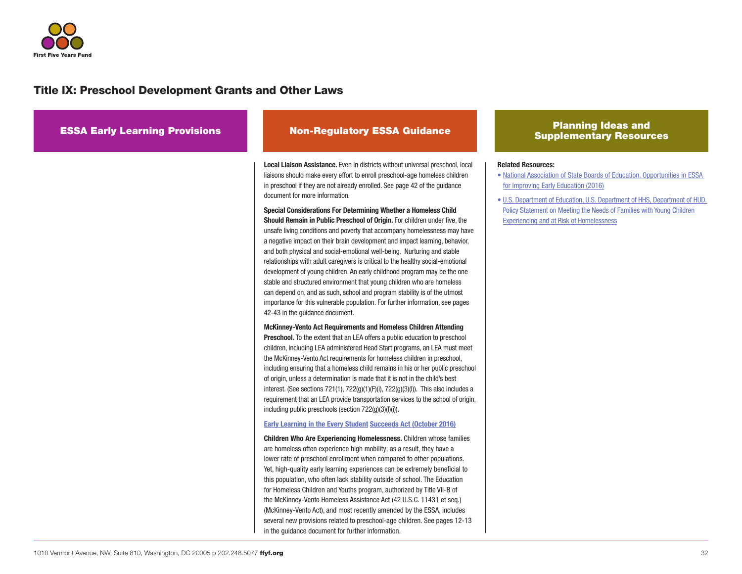## Title IX: Preschool Development Grants and Other Laws

### ESSA Early Learning Provisions

### Non-Regulatory ESSA Guidance

**Local Liaison Assistance.** Even in districts without universal preschool, local liaisons should make every effort to enroll preschool-age homeless children in preschool if they are not already enrolled. See page 42 of the guidance document for more information.

**Special Considerations For Determining Whether a Homeless Child Should Remain in Public Preschool of Origin.** For children under five, the unsafe living conditions and poverty that accompany homelessness may have a negative impact on their brain development and impact learning, behavior, and both physical and social-emotional well-being. Nurturing and stable relationships with adult caregivers is critical to the healthy social-emotional development of young children. An early childhood program may be the one stable and structured environment that young children who are homeless can depend on, and as such, school and program stability is of the utmost importance for this vulnerable population. For further information, see pages 42-43 in the guidance document.

**McKinney-Vento Act Requirements and Homeless Children Attending Preschool.** To the extent that an LEA offers a public education to preschool children, including LEA administered Head Start programs, an LEA must meet the McKinney-Vento Act requirements for homeless children in preschool, including ensuring that a homeless child remains in his or her public preschool of origin, unless a determination is made that it is not in the child's best interest. (See sections 721(1), 722(g)(1)(F)(i), 722(g)(3)(I)). This also includes a requirement that an LEA provide transportation services to the school of origin, including public preschools (section 722(g)(3)(I)(i)).

**Early Learning in the Every Student Succeeds Act (October 2016)**

**Children Who Are Experiencing Homelessness.** Children whose families are homeless often experience high mobility; as a result, they have a lower rate of preschool enrollment when compared to other populations. Yet, high-quality early learning experiences can be extremely beneficial to this population, who often lack stability outside of school. The Education for Homeless Children and Youths program, authorized by Title VII-B of the McKinney-Vento Homeless Assistance Act (42 U.S.C. 11431 et seq.) (McKinney-Vento Act), and most recently amended by the ESSA, includes several new provisions related to preschool-age children. See pages 12-13 in the guidance document for further information.

### Planning Ideas and Supplementary Resources

**Related Resources:**

- National Association of State Boards of Education. Opportunities in ESSA for Improving Early Education (2016)
- U.S. Department of Education, U.S. Department of HHS, Department of HUD. Policy Statement on Meeting the Needs of Families with Young Children Experiencing and at Risk of Homelessness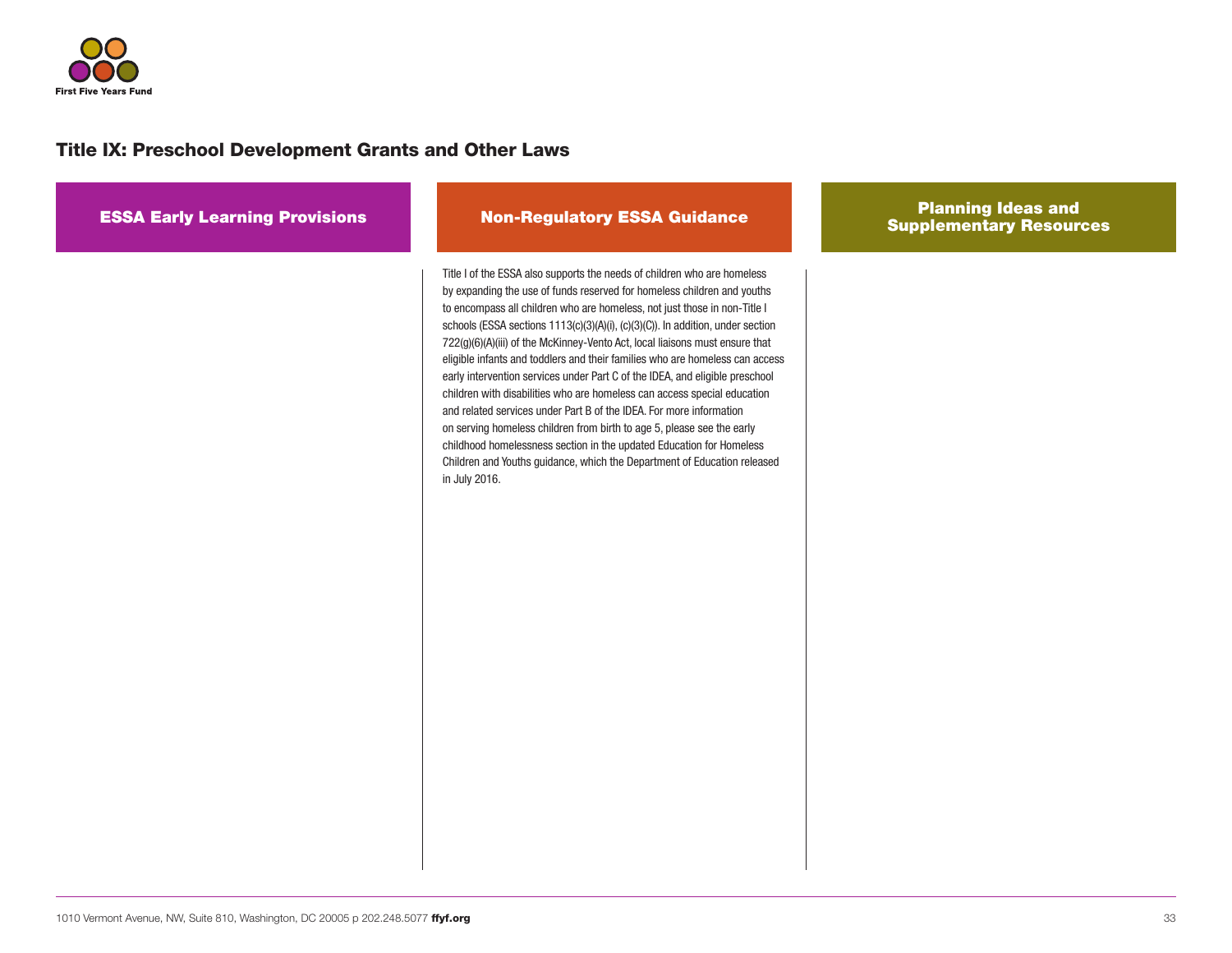## Title IX: Preschool Development Grants and Other Laws

| ESSA Early Learning Provisions | Non-Regulatory ESSA Guidance | Planning Ideas and Supplementary Resources |
| --- | --- | --- |
| | Title I of the ESSA also supports the needs of children who are homeless by expanding the use of funds reserved for homeless children and youths to encompass all children who are homeless, not just those in non-Title I schools (ESSA sections 1113(c)(3)(A)(i), (c)(3)(C)). In addition, under section 722(g)(6)(A)(iii) of the McKinney-Vento Act, local liaisons must ensure that eligible infants and toddlers and their families who are homeless can access early intervention services under Part C of the IDEA, and eligible preschool children with disabilities who are homeless can access special education and related services under Part B of the IDEA. For more information on serving homeless children from birth to age 5, please see the early childhood homelessness section in the updated Education for Homeless Children and Youths guidance, which the Department of Education released in July 2016. | |